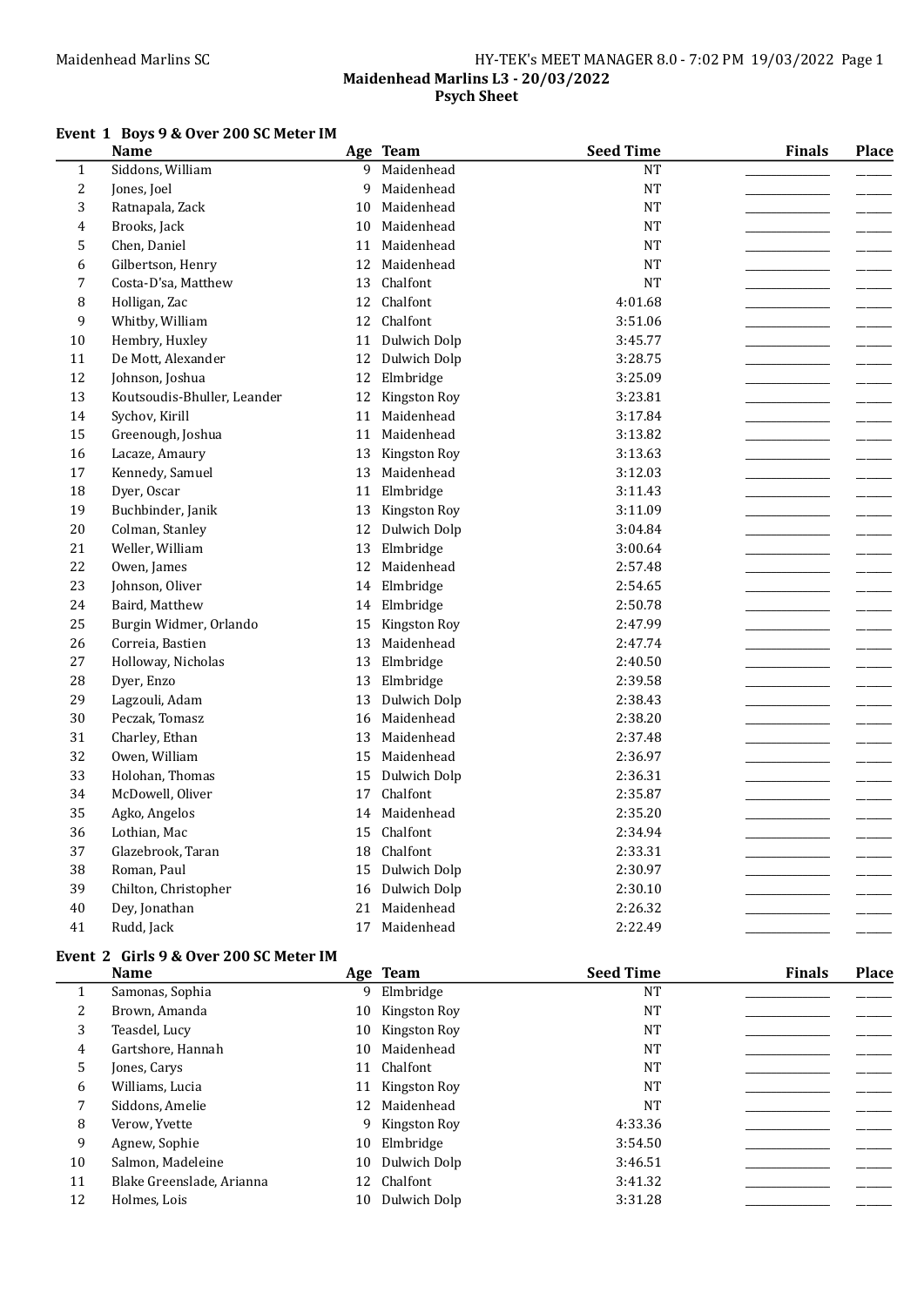**Maidenhead Marlins L3 - 20/03/2022**
**Psych Sheet**

### Event 1 Boys 9 & Over 200 SC Meter IM

| | Name | Age | Team | Seed Time | Finals | Place |
|---|---|---|---|---|---|---|
| 1 | Siddons, William | 9 | Maidenhead | NT | | |
| 2 | Jones, Joel | 9 | Maidenhead | NT | | |
| 3 | Ratnapala, Zack | 10 | Maidenhead | NT | | |
| 4 | Brooks, Jack | 10 | Maidenhead | NT | | |
| 5 | Chen, Daniel | 11 | Maidenhead | NT | | |
| 6 | Gilbertson, Henry | 12 | Maidenhead | NT | | |
| 7 | Costa-D'sa, Matthew | 13 | Chalfont | NT | | |
| 8 | Holligan, Zac | 12 | Chalfont | 4:01.68 | | |
| 9 | Whitby, William | 12 | Chalfont | 3:51.06 | | |
| 10 | Hembry, Huxley | 11 | Dulwich Dolp | 3:45.77 | | |
| 11 | De Mott, Alexander | 12 | Dulwich Dolp | 3:28.75 | | |
| 12 | Johnson, Joshua | 12 | Elmbridge | 3:25.09 | | |
| 13 | Koutsoudis-Bhuller, Leander | 12 | Kingston Roy | 3:23.81 | | |
| 14 | Sychov, Kirill | 11 | Maidenhead | 3:17.84 | | |
| 15 | Greenough, Joshua | 11 | Maidenhead | 3:13.82 | | |
| 16 | Lacaze, Amaury | 13 | Kingston Roy | 3:13.63 | | |
| 17 | Kennedy, Samuel | 13 | Maidenhead | 3:12.03 | | |
| 18 | Dyer, Oscar | 11 | Elmbridge | 3:11.43 | | |
| 19 | Buchbinder, Janik | 13 | Kingston Roy | 3:11.09 | | |
| 20 | Colman, Stanley | 12 | Dulwich Dolp | 3:04.84 | | |
| 21 | Weller, William | 13 | Elmbridge | 3:00.64 | | |
| 22 | Owen, James | 12 | Maidenhead | 2:57.48 | | |
| 23 | Johnson, Oliver | 14 | Elmbridge | 2:54.65 | | |
| 24 | Baird, Matthew | 14 | Elmbridge | 2:50.78 | | |
| 25 | Burgin Widmer, Orlando | 15 | Kingston Roy | 2:47.99 | | |
| 26 | Correia, Bastien | 13 | Maidenhead | 2:47.74 | | |
| 27 | Holloway, Nicholas | 13 | Elmbridge | 2:40.50 | | |
| 28 | Dyer, Enzo | 13 | Elmbridge | 2:39.58 | | |
| 29 | Lagzouli, Adam | 13 | Dulwich Dolp | 2:38.43 | | |
| 30 | Peczak, Tomasz | 16 | Maidenhead | 2:38.20 | | |
| 31 | Charley, Ethan | 13 | Maidenhead | 2:37.48 | | |
| 32 | Owen, William | 15 | Maidenhead | 2:36.97 | | |
| 33 | Holohan, Thomas | 15 | Dulwich Dolp | 2:36.31 | | |
| 34 | McDowell, Oliver | 17 | Chalfont | 2:35.87 | | |
| 35 | Agko, Angelos | 14 | Maidenhead | 2:35.20 | | |
| 36 | Lothian, Mac | 15 | Chalfont | 2:34.94 | | |
| 37 | Glazebrook, Taran | 18 | Chalfont | 2:33.31 | | |
| 38 | Roman, Paul | 15 | Dulwich Dolp | 2:30.97 | | |
| 39 | Chilton, Christopher | 16 | Dulwich Dolp | 2:30.10 | | |
| 40 | Dey, Jonathan | 21 | Maidenhead | 2:26.32 | | |
| 41 | Rudd, Jack | 17 | Maidenhead | 2:22.49 | | |

### Event 2 Girls 9 & Over 200 SC Meter IM

| | Name | Age | Team | Seed Time | Finals | Place |
|---|---|---|---|---|---|---|
| 1 | Samonas, Sophia | 9 | Elmbridge | NT | | |
| 2 | Brown, Amanda | 10 | Kingston Roy | NT | | |
| 3 | Teasdel, Lucy | 10 | Kingston Roy | NT | | |
| 4 | Gartshore, Hannah | 10 | Maidenhead | NT | | |
| 5 | Jones, Carys | 11 | Chalfont | NT | | |
| 6 | Williams, Lucia | 11 | Kingston Roy | NT | | |
| 7 | Siddons, Amelie | 12 | Maidenhead | NT | | |
| 8 | Verow, Yvette | 9 | Kingston Roy | 4:33.36 | | |
| 9 | Agnew, Sophie | 10 | Elmbridge | 3:54.50 | | |
| 10 | Salmon, Madeleine | 10 | Dulwich Dolp | 3:46.51 | | |
| 11 | Blake Greenslade, Arianna | 12 | Chalfont | 3:41.32 | | |
| 12 | Holmes, Lois | 10 | Dulwich Dolp | 3:31.28 | | |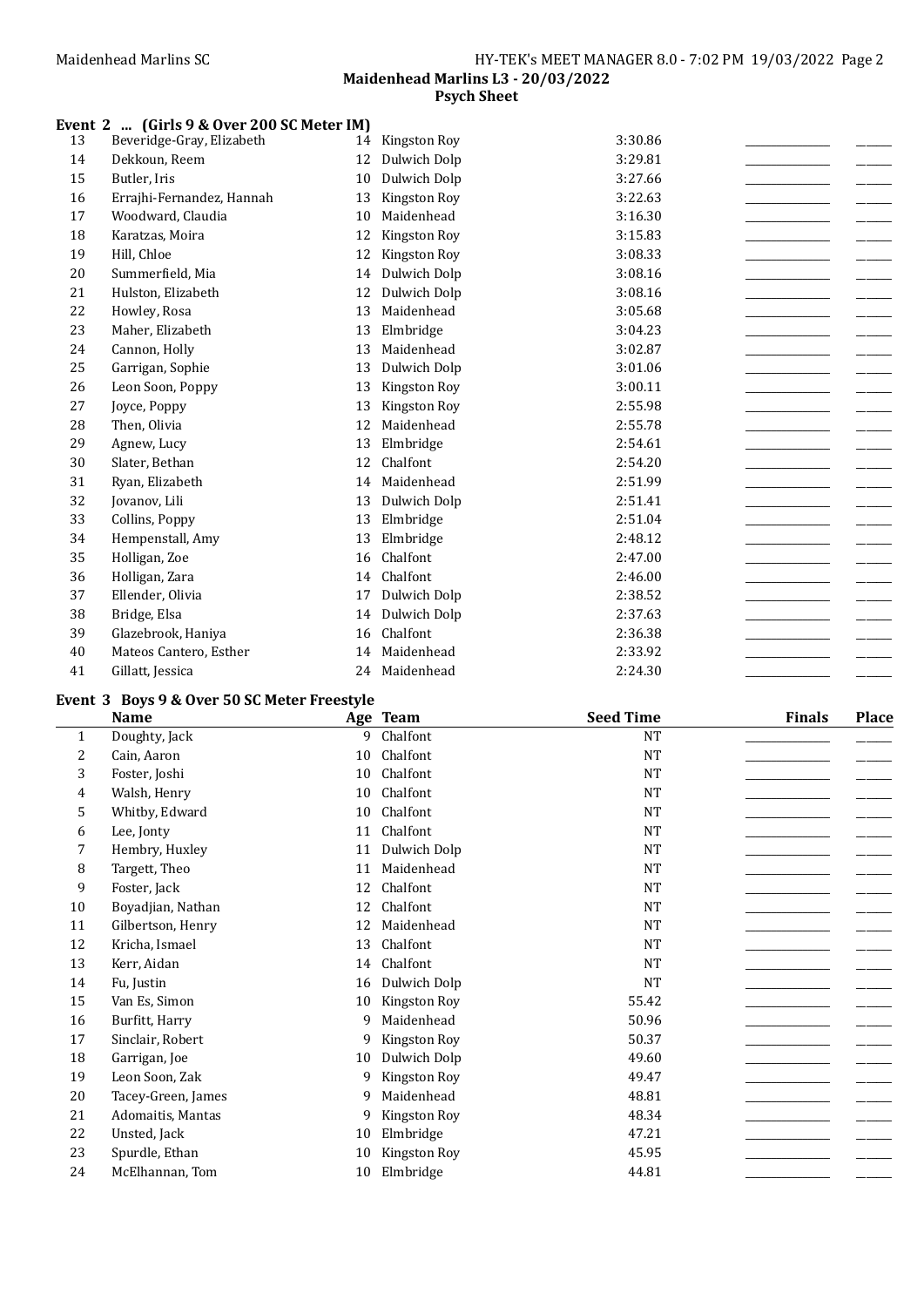## Event 2 ... (Girls 9 & Over 200 SC Meter IM)

| | Name | Age | Team | Seed Time | Finals | Place |
|---|---|---|---|---|---|---|
| 13 | Beveridge-Gray, Elizabeth | 14 | Kingston Roy | 3:30.86 | | |
| 14 | Dekkoun, Reem | 12 | Dulwich Dolp | 3:29.81 | | |
| 15 | Butler, Iris | 10 | Dulwich Dolp | 3:27.66 | | |
| 16 | Errajhi-Fernandez, Hannah | 13 | Kingston Roy | 3:22.63 | | |
| 17 | Woodward, Claudia | 10 | Maidenhead | 3:16.30 | | |
| 18 | Karatzas, Moira | 12 | Kingston Roy | 3:15.83 | | |
| 19 | Hill, Chloe | 12 | Kingston Roy | 3:08.33 | | |
| 20 | Summerfield, Mia | 14 | Dulwich Dolp | 3:08.16 | | |
| 21 | Hulston, Elizabeth | 12 | Dulwich Dolp | 3:08.16 | | |
| 22 | Howley, Rosa | 13 | Maidenhead | 3:05.68 | | |
| 23 | Maher, Elizabeth | 13 | Elmbridge | 3:04.23 | | |
| 24 | Cannon, Holly | 13 | Maidenhead | 3:02.87 | | |
| 25 | Garrigan, Sophie | 13 | Dulwich Dolp | 3:01.06 | | |
| 26 | Leon Soon, Poppy | 13 | Kingston Roy | 3:00.11 | | |
| 27 | Joyce, Poppy | 13 | Kingston Roy | 2:55.98 | | |
| 28 | Then, Olivia | 12 | Maidenhead | 2:55.78 | | |
| 29 | Agnew, Lucy | 13 | Elmbridge | 2:54.61 | | |
| 30 | Slater, Bethan | 12 | Chalfont | 2:54.20 | | |
| 31 | Ryan, Elizabeth | 14 | Maidenhead | 2:51.99 | | |
| 32 | Jovanov, Lili | 13 | Dulwich Dolp | 2:51.41 | | |
| 33 | Collins, Poppy | 13 | Elmbridge | 2:51.04 | | |
| 34 | Hempenstall, Amy | 13 | Elmbridge | 2:48.12 | | |
| 35 | Holligan, Zoe | 16 | Chalfont | 2:47.00 | | |
| 36 | Holligan, Zara | 14 | Chalfont | 2:46.00 | | |
| 37 | Ellender, Olivia | 17 | Dulwich Dolp | 2:38.52 | | |
| 38 | Bridge, Elsa | 14 | Dulwich Dolp | 2:37.63 | | |
| 39 | Glazebrook, Haniya | 16 | Chalfont | 2:36.38 | | |
| 40 | Mateos Cantero, Esther | 14 | Maidenhead | 2:33.92 | | |
| 41 | Gillatt, Jessica | 24 | Maidenhead | 2:24.30 | | |

## Event 3 Boys 9 & Over 50 SC Meter Freestyle

| | Name | Age | Team | Seed Time | Finals | Place |
|---|---|---|---|---|---|---|
| 1 | Doughty, Jack | 9 | Chalfont | NT | | |
| 2 | Cain, Aaron | 10 | Chalfont | NT | | |
| 3 | Foster, Joshi | 10 | Chalfont | NT | | |
| 4 | Walsh, Henry | 10 | Chalfont | NT | | |
| 5 | Whitby, Edward | 10 | Chalfont | NT | | |
| 6 | Lee, Jonty | 11 | Chalfont | NT | | |
| 7 | Hembry, Huxley | 11 | Dulwich Dolp | NT | | |
| 8 | Targett, Theo | 11 | Maidenhead | NT | | |
| 9 | Foster, Jack | 12 | Chalfont | NT | | |
| 10 | Boyadjian, Nathan | 12 | Chalfont | NT | | |
| 11 | Gilbertson, Henry | 12 | Maidenhead | NT | | |
| 12 | Kricha, Ismael | 13 | Chalfont | NT | | |
| 13 | Kerr, Aidan | 14 | Chalfont | NT | | |
| 14 | Fu, Justin | 16 | Dulwich Dolp | NT | | |
| 15 | Van Es, Simon | 10 | Kingston Roy | 55.42 | | |
| 16 | Burfitt, Harry | 9 | Maidenhead | 50.96 | | |
| 17 | Sinclair, Robert | 9 | Kingston Roy | 50.37 | | |
| 18 | Garrigan, Joe | 10 | Dulwich Dolp | 49.60 | | |
| 19 | Leon Soon, Zak | 9 | Kingston Roy | 49.47 | | |
| 20 | Tacey-Green, James | 9 | Maidenhead | 48.81 | | |
| 21 | Adomaitis, Mantas | 9 | Kingston Roy | 48.34 | | |
| 22 | Unsted, Jack | 10 | Elmbridge | 47.21 | | |
| 23 | Spurdle, Ethan | 10 | Kingston Roy | 45.95 | | |
| 24 | McElhannan, Tom | 10 | Elmbridge | 44.81 | | |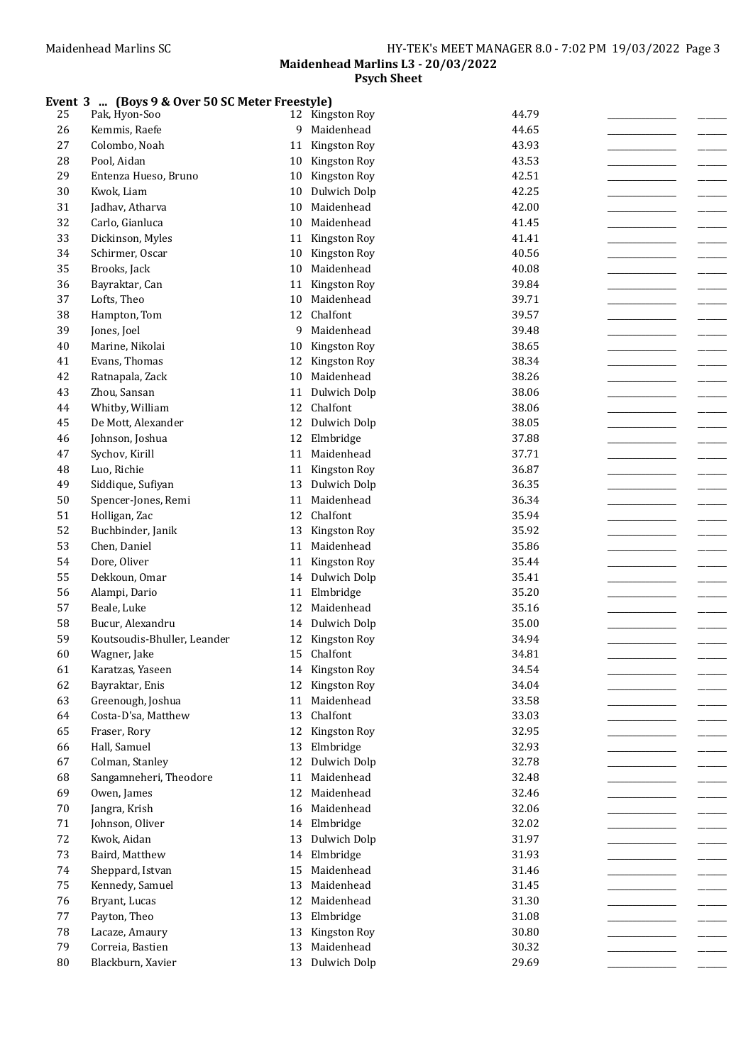Maidenhead Marlins L3 - 20/03/2022

Psych Sheet

**Event 3 ... (Boys 9 & Over 50 SC Meter Freestyle)**

| # | Name | Age | Team | Seed Time | Finals Time | Place |
|---|---|---|---|---|---|---|
| 25 | Pak, Hyon-Soo | 12 | Kingston Roy | 44.79 | | |
| 26 | Kemmis, Raefe | 9 | Maidenhead | 44.65 | | |
| 27 | Colombo, Noah | 11 | Kingston Roy | 43.93 | | |
| 28 | Pool, Aidan | 10 | Kingston Roy | 43.53 | | |
| 29 | Entenza Hueso, Bruno | 10 | Kingston Roy | 42.51 | | |
| 30 | Kwok, Liam | 10 | Dulwich Dolp | 42.25 | | |
| 31 | Jadhav, Atharva | 10 | Maidenhead | 42.00 | | |
| 32 | Carlo, Gianluca | 10 | Maidenhead | 41.45 | | |
| 33 | Dickinson, Myles | 11 | Kingston Roy | 41.41 | | |
| 34 | Schirmer, Oscar | 10 | Kingston Roy | 40.56 | | |
| 35 | Brooks, Jack | 10 | Maidenhead | 40.08 | | |
| 36 | Bayraktar, Can | 11 | Kingston Roy | 39.84 | | |
| 37 | Lofts, Theo | 10 | Maidenhead | 39.71 | | |
| 38 | Hampton, Tom | 12 | Chalfont | 39.57 | | |
| 39 | Jones, Joel | 9 | Maidenhead | 39.48 | | |
| 40 | Marine, Nikolai | 10 | Kingston Roy | 38.65 | | |
| 41 | Evans, Thomas | 12 | Kingston Roy | 38.34 | | |
| 42 | Ratnapala, Zack | 10 | Maidenhead | 38.26 | | |
| 43 | Zhou, Sansan | 11 | Dulwich Dolp | 38.06 | | |
| 44 | Whitby, William | 12 | Chalfont | 38.06 | | |
| 45 | De Mott, Alexander | 12 | Dulwich Dolp | 38.05 | | |
| 46 | Johnson, Joshua | 12 | Elmbridge | 37.88 | | |
| 47 | Sychov, Kirill | 11 | Maidenhead | 37.71 | | |
| 48 | Luo, Richie | 11 | Kingston Roy | 36.87 | | |
| 49 | Siddique, Sufiyan | 13 | Dulwich Dolp | 36.35 | | |
| 50 | Spencer-Jones, Remi | 11 | Maidenhead | 36.34 | | |
| 51 | Holligan, Zac | 12 | Chalfont | 35.94 | | |
| 52 | Buchbinder, Janik | 13 | Kingston Roy | 35.92 | | |
| 53 | Chen, Daniel | 11 | Maidenhead | 35.86 | | |
| 54 | Dore, Oliver | 11 | Kingston Roy | 35.44 | | |
| 55 | Dekkoun, Omar | 14 | Dulwich Dolp | 35.41 | | |
| 56 | Alampi, Dario | 11 | Elmbridge | 35.20 | | |
| 57 | Beale, Luke | 12 | Maidenhead | 35.16 | | |
| 58 | Bucur, Alexandru | 14 | Dulwich Dolp | 35.00 | | |
| 59 | Koutsoudis-Bhuller, Leander | 12 | Kingston Roy | 34.94 | | |
| 60 | Wagner, Jake | 15 | Chalfont | 34.81 | | |
| 61 | Karatzas, Yaseen | 14 | Kingston Roy | 34.54 | | |
| 62 | Bayraktar, Enis | 12 | Kingston Roy | 34.04 | | |
| 63 | Greenough, Joshua | 11 | Maidenhead | 33.58 | | |
| 64 | Costa-D'sa, Matthew | 13 | Chalfont | 33.03 | | |
| 65 | Fraser, Rory | 12 | Kingston Roy | 32.95 | | |
| 66 | Hall, Samuel | 13 | Elmbridge | 32.93 | | |
| 67 | Colman, Stanley | 12 | Dulwich Dolp | 32.78 | | |
| 68 | Sangamneheri, Theodore | 11 | Maidenhead | 32.48 | | |
| 69 | Owen, James | 12 | Maidenhead | 32.46 | | |
| 70 | Jangra, Krish | 16 | Maidenhead | 32.06 | | |
| 71 | Johnson, Oliver | 14 | Elmbridge | 32.02 | | |
| 72 | Kwok, Aidan | 13 | Dulwich Dolp | 31.97 | | |
| 73 | Baird, Matthew | 14 | Elmbridge | 31.93 | | |
| 74 | Sheppard, Istvan | 15 | Maidenhead | 31.46 | | |
| 75 | Kennedy, Samuel | 13 | Maidenhead | 31.45 | | |
| 76 | Bryant, Lucas | 12 | Maidenhead | 31.30 | | |
| 77 | Payton, Theo | 13 | Elmbridge | 31.08 | | |
| 78 | Lacaze, Amaury | 13 | Kingston Roy | 30.80 | | |
| 79 | Correia, Bastien | 13 | Maidenhead | 30.32 | | |
| 80 | Blackburn, Xavier | 13 | Dulwich Dolp | 29.69 | | |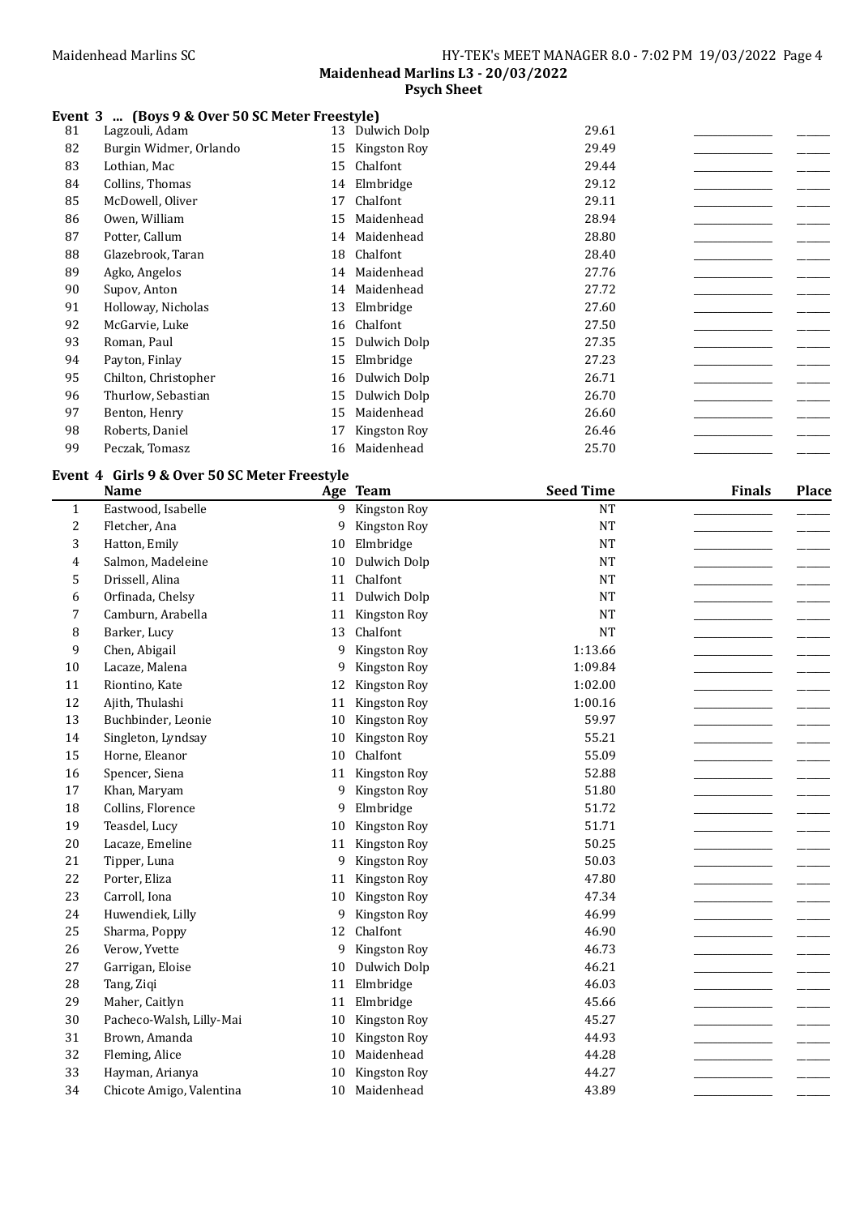### Event 3 ... (Boys 9 & Over 50 SC Meter Freestyle)

| | Name | Age | Team | Seed Time | Finals | Place |
|---|---|---|---|---|---|---|
| 81 | Lagzouli, Adam | 13 | Dulwich Dolp | 29.61 | | |
| 82 | Burgin Widmer, Orlando | 15 | Kingston Roy | 29.49 | | |
| 83 | Lothian, Mac | 15 | Chalfont | 29.44 | | |
| 84 | Collins, Thomas | 14 | Elmbridge | 29.12 | | |
| 85 | McDowell, Oliver | 17 | Chalfont | 29.11 | | |
| 86 | Owen, William | 15 | Maidenhead | 28.94 | | |
| 87 | Potter, Callum | 14 | Maidenhead | 28.80 | | |
| 88 | Glazebrook, Taran | 18 | Chalfont | 28.40 | | |
| 89 | Agko, Angelos | 14 | Maidenhead | 27.76 | | |
| 90 | Supov, Anton | 14 | Maidenhead | 27.72 | | |
| 91 | Holloway, Nicholas | 13 | Elmbridge | 27.60 | | |
| 92 | McGarvie, Luke | 16 | Chalfont | 27.50 | | |
| 93 | Roman, Paul | 15 | Dulwich Dolp | 27.35 | | |
| 94 | Payton, Finlay | 15 | Elmbridge | 27.23 | | |
| 95 | Chilton, Christopher | 16 | Dulwich Dolp | 26.71 | | |
| 96 | Thurlow, Sebastian | 15 | Dulwich Dolp | 26.70 | | |
| 97 | Benton, Henry | 15 | Maidenhead | 26.60 | | |
| 98 | Roberts, Daniel | 17 | Kingston Roy | 26.46 | | |
| 99 | Peczak, Tomasz | 16 | Maidenhead | 25.70 | | |

### Event 4 Girls 9 & Over 50 SC Meter Freestyle

| | Name | Age | Team | Seed Time | Finals | Place |
|---|---|---|---|---|---|---|
| 1 | Eastwood, Isabelle | 9 | Kingston Roy | NT | | |
| 2 | Fletcher, Ana | 9 | Kingston Roy | NT | | |
| 3 | Hatton, Emily | 10 | Elmbridge | NT | | |
| 4 | Salmon, Madeleine | 10 | Dulwich Dolp | NT | | |
| 5 | Drissell, Alina | 11 | Chalfont | NT | | |
| 6 | Orfinada, Chelsy | 11 | Dulwich Dolp | NT | | |
| 7 | Camburn, Arabella | 11 | Kingston Roy | NT | | |
| 8 | Barker, Lucy | 13 | Chalfont | NT | | |
| 9 | Chen, Abigail | 9 | Kingston Roy | 1:13.66 | | |
| 10 | Lacaze, Malena | 9 | Kingston Roy | 1:09.84 | | |
| 11 | Riontino, Kate | 12 | Kingston Roy | 1:02.00 | | |
| 12 | Ajith, Thulashi | 11 | Kingston Roy | 1:00.16 | | |
| 13 | Buchbinder, Leonie | 10 | Kingston Roy | 59.97 | | |
| 14 | Singleton, Lyndsay | 10 | Kingston Roy | 55.21 | | |
| 15 | Horne, Eleanor | 10 | Chalfont | 55.09 | | |
| 16 | Spencer, Siena | 11 | Kingston Roy | 52.88 | | |
| 17 | Khan, Maryam | 9 | Kingston Roy | 51.80 | | |
| 18 | Collins, Florence | 9 | Elmbridge | 51.72 | | |
| 19 | Teasdel, Lucy | 10 | Kingston Roy | 51.71 | | |
| 20 | Lacaze, Emeline | 11 | Kingston Roy | 50.25 | | |
| 21 | Tipper, Luna | 9 | Kingston Roy | 50.03 | | |
| 22 | Porter, Eliza | 11 | Kingston Roy | 47.80 | | |
| 23 | Carroll, Iona | 10 | Kingston Roy | 47.34 | | |
| 24 | Huwendiek, Lilly | 9 | Kingston Roy | 46.99 | | |
| 25 | Sharma, Poppy | 12 | Chalfont | 46.90 | | |
| 26 | Verow, Yvette | 9 | Kingston Roy | 46.73 | | |
| 27 | Garrigan, Eloise | 10 | Dulwich Dolp | 46.21 | | |
| 28 | Tang, Ziqi | 11 | Elmbridge | 46.03 | | |
| 29 | Maher, Caitlyn | 11 | Elmbridge | 45.66 | | |
| 30 | Pacheco-Walsh, Lilly-Mai | 10 | Kingston Roy | 45.27 | | |
| 31 | Brown, Amanda | 10 | Kingston Roy | 44.93 | | |
| 32 | Fleming, Alice | 10 | Maidenhead | 44.28 | | |
| 33 | Hayman, Arianya | 10 | Kingston Roy | 44.27 | | |
| 34 | Chicote Amigo, Valentina | 10 | Maidenhead | 43.89 | | |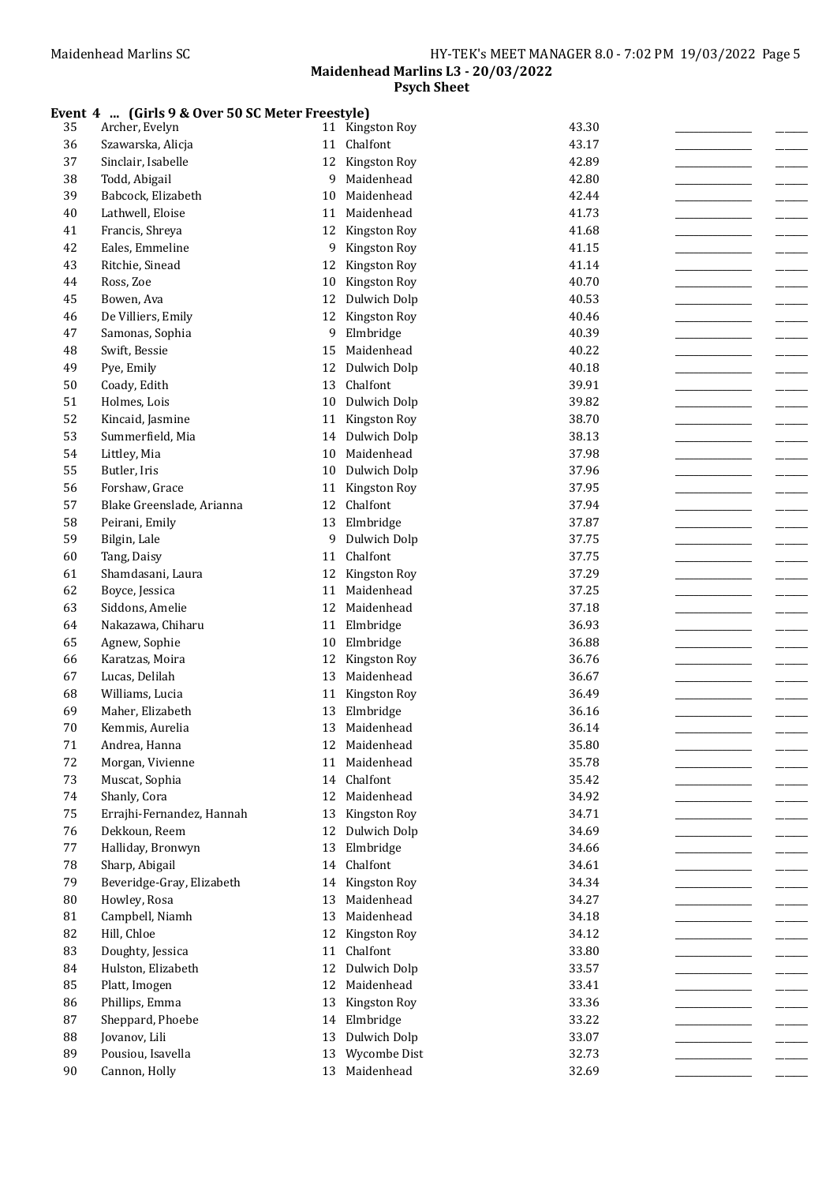**Maidenhead Marlins L3 - 20/03/2022**

**Psych Sheet**

**Event 4 ... (Girls 9 & Over 50 SC Meter Freestyle)**

| # | Name | Age | Team | Seed Time | | |
|---|---|---|---|---|---|---|
| 35 | Archer, Evelyn | 11 | Kingston Roy | 43.30 | _____ | _____ |
| 36 | Szawarska, Alicja | 11 | Chalfont | 43.17 | _____ | _____ |
| 37 | Sinclair, Isabelle | 12 | Kingston Roy | 42.89 | _____ | _____ |
| 38 | Todd, Abigail | 9 | Maidenhead | 42.80 | _____ | _____ |
| 39 | Babcock, Elizabeth | 10 | Maidenhead | 42.44 | _____ | _____ |
| 40 | Lathwell, Eloise | 11 | Maidenhead | 41.73 | _____ | _____ |
| 41 | Francis, Shreya | 12 | Kingston Roy | 41.68 | _____ | _____ |
| 42 | Eales, Emmeline | 9 | Kingston Roy | 41.15 | _____ | _____ |
| 43 | Ritchie, Sinead | 12 | Kingston Roy | 41.14 | _____ | _____ |
| 44 | Ross, Zoe | 10 | Kingston Roy | 40.70 | _____ | _____ |
| 45 | Bowen, Ava | 12 | Dulwich Dolp | 40.53 | _____ | _____ |
| 46 | De Villiers, Emily | 12 | Kingston Roy | 40.46 | _____ | _____ |
| 47 | Samonas, Sophia | 9 | Elmbridge | 40.39 | _____ | _____ |
| 48 | Swift, Bessie | 15 | Maidenhead | 40.22 | _____ | _____ |
| 49 | Pye, Emily | 12 | Dulwich Dolp | 40.18 | _____ | _____ |
| 50 | Coady, Edith | 13 | Chalfont | 39.91 | _____ | _____ |
| 51 | Holmes, Lois | 10 | Dulwich Dolp | 39.82 | _____ | _____ |
| 52 | Kincaid, Jasmine | 11 | Kingston Roy | 38.70 | _____ | _____ |
| 53 | Summerfield, Mia | 14 | Dulwich Dolp | 38.13 | _____ | _____ |
| 54 | Littley, Mia | 10 | Maidenhead | 37.98 | _____ | _____ |
| 55 | Butler, Iris | 10 | Dulwich Dolp | 37.96 | _____ | _____ |
| 56 | Forshaw, Grace | 11 | Kingston Roy | 37.95 | _____ | _____ |
| 57 | Blake Greenslade, Arianna | 12 | Chalfont | 37.94 | _____ | _____ |
| 58 | Peirani, Emily | 13 | Elmbridge | 37.87 | _____ | _____ |
| 59 | Bilgin, Lale | 9 | Dulwich Dolp | 37.75 | _____ | _____ |
| 60 | Tang, Daisy | 11 | Chalfont | 37.75 | _____ | _____ |
| 61 | Shamdasani, Laura | 12 | Kingston Roy | 37.29 | _____ | _____ |
| 62 | Boyce, Jessica | 11 | Maidenhead | 37.25 | _____ | _____ |
| 63 | Siddons, Amelie | 12 | Maidenhead | 37.18 | _____ | _____ |
| 64 | Nakazawa, Chiharu | 11 | Elmbridge | 36.93 | _____ | _____ |
| 65 | Agnew, Sophie | 10 | Elmbridge | 36.88 | _____ | _____ |
| 66 | Karatzas, Moira | 12 | Kingston Roy | 36.76 | _____ | _____ |
| 67 | Lucas, Delilah | 13 | Maidenhead | 36.67 | _____ | _____ |
| 68 | Williams, Lucia | 11 | Kingston Roy | 36.49 | _____ | _____ |
| 69 | Maher, Elizabeth | 13 | Elmbridge | 36.16 | _____ | _____ |
| 70 | Kemmis, Aurelia | 13 | Maidenhead | 36.14 | _____ | _____ |
| 71 | Andrea, Hanna | 12 | Maidenhead | 35.80 | _____ | _____ |
| 72 | Morgan, Vivienne | 11 | Maidenhead | 35.78 | _____ | _____ |
| 73 | Muscat, Sophia | 14 | Chalfont | 35.42 | _____ | _____ |
| 74 | Shanly, Cora | 12 | Maidenhead | 34.92 | _____ | _____ |
| 75 | Errajhi-Fernandez, Hannah | 13 | Kingston Roy | 34.71 | _____ | _____ |
| 76 | Dekkoun, Reem | 12 | Dulwich Dolp | 34.69 | _____ | _____ |
| 77 | Halliday, Bronwyn | 13 | Elmbridge | 34.66 | _____ | _____ |
| 78 | Sharp, Abigail | 14 | Chalfont | 34.61 | _____ | _____ |
| 79 | Beveridge-Gray, Elizabeth | 14 | Kingston Roy | 34.34 | _____ | _____ |
| 80 | Howley, Rosa | 13 | Maidenhead | 34.27 | _____ | _____ |
| 81 | Campbell, Niamh | 13 | Maidenhead | 34.18 | _____ | _____ |
| 82 | Hill, Chloe | 12 | Kingston Roy | 34.12 | _____ | _____ |
| 83 | Doughty, Jessica | 11 | Chalfont | 33.80 | _____ | _____ |
| 84 | Hulston, Elizabeth | 12 | Dulwich Dolp | 33.57 | _____ | _____ |
| 85 | Platt, Imogen | 12 | Maidenhead | 33.41 | _____ | _____ |
| 86 | Phillips, Emma | 13 | Kingston Roy | 33.36 | _____ | _____ |
| 87 | Sheppard, Phoebe | 14 | Elmbridge | 33.22 | _____ | _____ |
| 88 | Jovanov, Lili | 13 | Dulwich Dolp | 33.07 | _____ | _____ |
| 89 | Pousiou, Isavella | 13 | Wycombe Dist | 32.73 | _____ | _____ |
| 90 | Cannon, Holly | 13 | Maidenhead | 32.69 | _____ | _____ |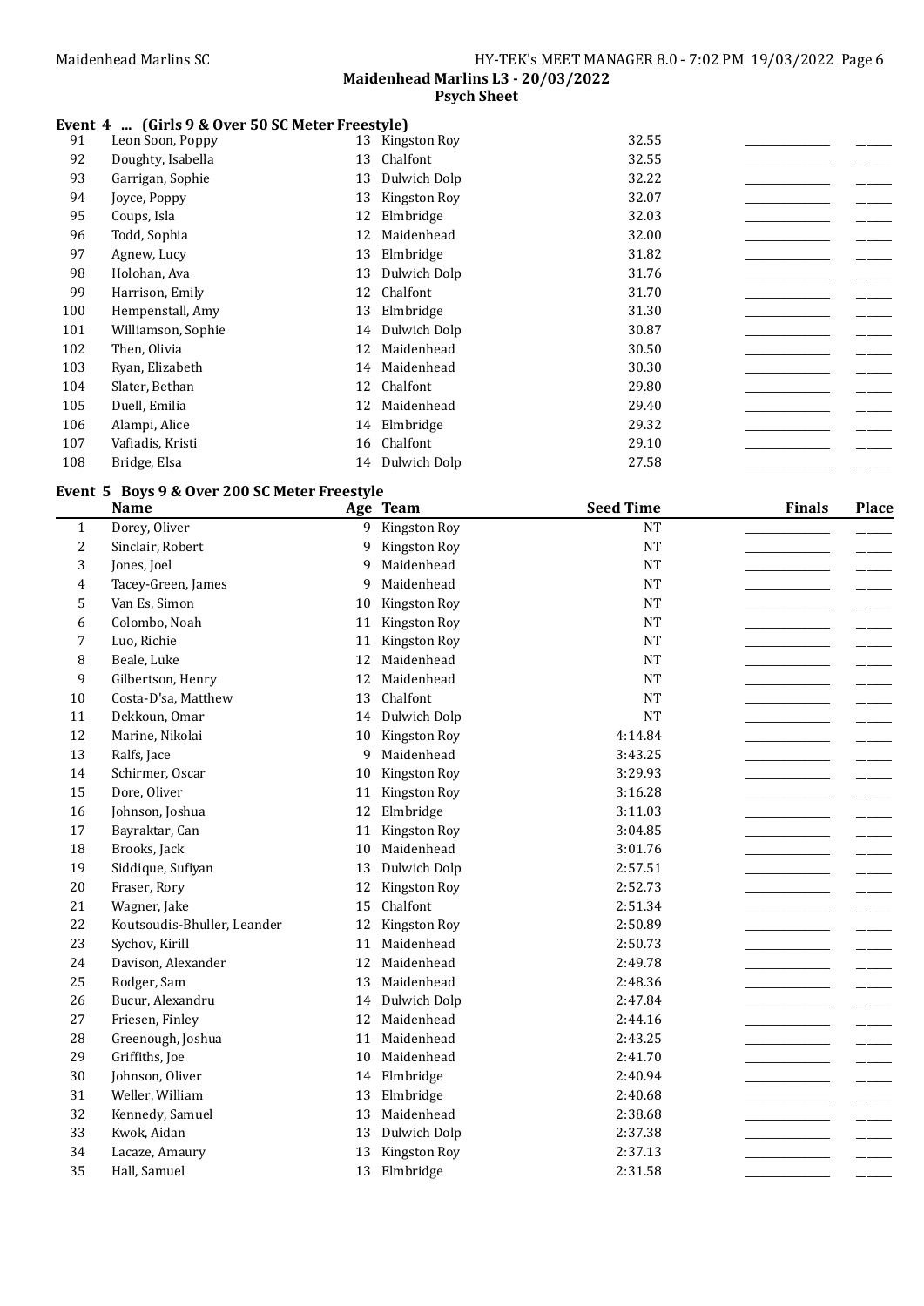## Event 4 ... (Girls 9 & Over 50 SC Meter Freestyle)

| | Name | Age | Team | Seed Time | Finals | Place |
|---|---|---|---|---|---|---|
| 91 | Leon Soon, Poppy | 13 | Kingston Roy | 32.55 | | |
| 92 | Doughty, Isabella | 13 | Chalfont | 32.55 | | |
| 93 | Garrigan, Sophie | 13 | Dulwich Dolp | 32.22 | | |
| 94 | Joyce, Poppy | 13 | Kingston Roy | 32.07 | | |
| 95 | Coups, Isla | 12 | Elmbridge | 32.03 | | |
| 96 | Todd, Sophia | 12 | Maidenhead | 32.00 | | |
| 97 | Agnew, Lucy | 13 | Elmbridge | 31.82 | | |
| 98 | Holohan, Ava | 13 | Dulwich Dolp | 31.76 | | |
| 99 | Harrison, Emily | 12 | Chalfont | 31.70 | | |
| 100 | Hempenstall, Amy | 13 | Elmbridge | 31.30 | | |
| 101 | Williamson, Sophie | 14 | Dulwich Dolp | 30.87 | | |
| 102 | Then, Olivia | 12 | Maidenhead | 30.50 | | |
| 103 | Ryan, Elizabeth | 14 | Maidenhead | 30.30 | | |
| 104 | Slater, Bethan | 12 | Chalfont | 29.80 | | |
| 105 | Duell, Emilia | 12 | Maidenhead | 29.40 | | |
| 106 | Alampi, Alice | 14 | Elmbridge | 29.32 | | |
| 107 | Vafiadis, Kristi | 16 | Chalfont | 29.10 | | |
| 108 | Bridge, Elsa | 14 | Dulwich Dolp | 27.58 | | |

## Event 5 Boys 9 & Over 200 SC Meter Freestyle

| | Name | Age | Team | Seed Time | Finals | Place |
|---|---|---|---|---|---|---|
| 1 | Dorey, Oliver | 9 | Kingston Roy | NT | | |
| 2 | Sinclair, Robert | 9 | Kingston Roy | NT | | |
| 3 | Jones, Joel | 9 | Maidenhead | NT | | |
| 4 | Tacey-Green, James | 9 | Maidenhead | NT | | |
| 5 | Van Es, Simon | 10 | Kingston Roy | NT | | |
| 6 | Colombo, Noah | 11 | Kingston Roy | NT | | |
| 7 | Luo, Richie | 11 | Kingston Roy | NT | | |
| 8 | Beale, Luke | 12 | Maidenhead | NT | | |
| 9 | Gilbertson, Henry | 12 | Maidenhead | NT | | |
| 10 | Costa-D'sa, Matthew | 13 | Chalfont | NT | | |
| 11 | Dekkoun, Omar | 14 | Dulwich Dolp | NT | | |
| 12 | Marine, Nikolai | 10 | Kingston Roy | 4:14.84 | | |
| 13 | Ralfs, Jace | 9 | Maidenhead | 3:43.25 | | |
| 14 | Schirmer, Oscar | 10 | Kingston Roy | 3:29.93 | | |
| 15 | Dore, Oliver | 11 | Kingston Roy | 3:16.28 | | |
| 16 | Johnson, Joshua | 12 | Elmbridge | 3:11.03 | | |
| 17 | Bayraktar, Can | 11 | Kingston Roy | 3:04.85 | | |
| 18 | Brooks, Jack | 10 | Maidenhead | 3:01.76 | | |
| 19 | Siddique, Sufiyan | 13 | Dulwich Dolp | 2:57.51 | | |
| 20 | Fraser, Rory | 12 | Kingston Roy | 2:52.73 | | |
| 21 | Wagner, Jake | 15 | Chalfont | 2:51.34 | | |
| 22 | Koutsoudis-Bhuller, Leander | 12 | Kingston Roy | 2:50.89 | | |
| 23 | Sychov, Kirill | 11 | Maidenhead | 2:50.73 | | |
| 24 | Davison, Alexander | 12 | Maidenhead | 2:49.78 | | |
| 25 | Rodger, Sam | 13 | Maidenhead | 2:48.36 | | |
| 26 | Bucur, Alexandru | 14 | Dulwich Dolp | 2:47.84 | | |
| 27 | Friesen, Finley | 12 | Maidenhead | 2:44.16 | | |
| 28 | Greenough, Joshua | 11 | Maidenhead | 2:43.25 | | |
| 29 | Griffiths, Joe | 10 | Maidenhead | 2:41.70 | | |
| 30 | Johnson, Oliver | 14 | Elmbridge | 2:40.94 | | |
| 31 | Weller, William | 13 | Elmbridge | 2:40.68 | | |
| 32 | Kennedy, Samuel | 13 | Maidenhead | 2:38.68 | | |
| 33 | Kwok, Aidan | 13 | Dulwich Dolp | 2:37.38 | | |
| 34 | Lacaze, Amaury | 13 | Kingston Roy | 2:37.13 | | |
| 35 | Hall, Samuel | 13 | Elmbridge | 2:31.58 | | |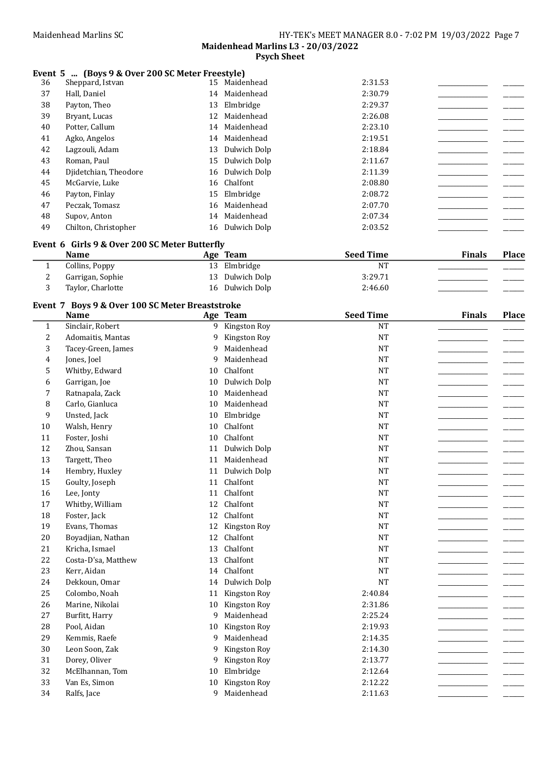### Event 5 ... (Boys 9 & Over 200 SC Meter Freestyle)

| | Name | Age | Team | Seed Time | Finals | Place |
|---|---|---|---|---|---|---|
| 36 | Sheppard, Istvan | 15 | Maidenhead | 2:31.53 | | |
| 37 | Hall, Daniel | 14 | Maidenhead | 2:30.79 | | |
| 38 | Payton, Theo | 13 | Elmbridge | 2:29.37 | | |
| 39 | Bryant, Lucas | 12 | Maidenhead | 2:26.08 | | |
| 40 | Potter, Callum | 14 | Maidenhead | 2:23.10 | | |
| 41 | Agko, Angelos | 14 | Maidenhead | 2:19.51 | | |
| 42 | Lagzouli, Adam | 13 | Dulwich Dolp | 2:18.84 | | |
| 43 | Roman, Paul | 15 | Dulwich Dolp | 2:11.67 | | |
| 44 | Djidetchian, Theodore | 16 | Dulwich Dolp | 2:11.39 | | |
| 45 | McGarvie, Luke | 16 | Chalfont | 2:08.80 | | |
| 46 | Payton, Finlay | 15 | Elmbridge | 2:08.72 | | |
| 47 | Peczak, Tomasz | 16 | Maidenhead | 2:07.70 | | |
| 48 | Supov, Anton | 14 | Maidenhead | 2:07.34 | | |
| 49 | Chilton, Christopher | 16 | Dulwich Dolp | 2:03.52 | | |

### Event 6 Girls 9 & Over 200 SC Meter Butterfly

| | Name | Age | Team | Seed Time | Finals | Place |
|---|---|---|---|---|---|---|
| 1 | Collins, Poppy | 13 | Elmbridge | NT | | |
| 2 | Garrigan, Sophie | 13 | Dulwich Dolp | 3:29.71 | | |
| 3 | Taylor, Charlotte | 16 | Dulwich Dolp | 2:46.60 | | |

### Event 7 Boys 9 & Over 100 SC Meter Breaststroke

| | Name | Age | Team | Seed Time | Finals | Place |
|---|---|---|---|---|---|---|
| 1 | Sinclair, Robert | 9 | Kingston Roy | NT | | |
| 2 | Adomaitis, Mantas | 9 | Kingston Roy | NT | | |
| 3 | Tacey-Green, James | 9 | Maidenhead | NT | | |
| 4 | Jones, Joel | 9 | Maidenhead | NT | | |
| 5 | Whitby, Edward | 10 | Chalfont | NT | | |
| 6 | Garrigan, Joe | 10 | Dulwich Dolp | NT | | |
| 7 | Ratnapala, Zack | 10 | Maidenhead | NT | | |
| 8 | Carlo, Gianluca | 10 | Maidenhead | NT | | |
| 9 | Unsted, Jack | 10 | Elmbridge | NT | | |
| 10 | Walsh, Henry | 10 | Chalfont | NT | | |
| 11 | Foster, Joshi | 10 | Chalfont | NT | | |
| 12 | Zhou, Sansan | 11 | Dulwich Dolp | NT | | |
| 13 | Targett, Theo | 11 | Maidenhead | NT | | |
| 14 | Hembry, Huxley | 11 | Dulwich Dolp | NT | | |
| 15 | Goulty, Joseph | 11 | Chalfont | NT | | |
| 16 | Lee, Jonty | 11 | Chalfont | NT | | |
| 17 | Whitby, William | 12 | Chalfont | NT | | |
| 18 | Foster, Jack | 12 | Chalfont | NT | | |
| 19 | Evans, Thomas | 12 | Kingston Roy | NT | | |
| 20 | Boyadjian, Nathan | 12 | Chalfont | NT | | |
| 21 | Kricha, Ismael | 13 | Chalfont | NT | | |
| 22 | Costa-D'sa, Matthew | 13 | Chalfont | NT | | |
| 23 | Kerr, Aidan | 14 | Chalfont | NT | | |
| 24 | Dekkoun, Omar | 14 | Dulwich Dolp | NT | | |
| 25 | Colombo, Noah | 11 | Kingston Roy | 2:40.84 | | |
| 26 | Marine, Nikolai | 10 | Kingston Roy | 2:31.86 | | |
| 27 | Burfitt, Harry | 9 | Maidenhead | 2:25.24 | | |
| 28 | Pool, Aidan | 10 | Kingston Roy | 2:19.93 | | |
| 29 | Kemmis, Raefe | 9 | Maidenhead | 2:14.35 | | |
| 30 | Leon Soon, Zak | 9 | Kingston Roy | 2:14.30 | | |
| 31 | Dorey, Oliver | 9 | Kingston Roy | 2:13.77 | | |
| 32 | McElhannan, Tom | 10 | Elmbridge | 2:12.64 | | |
| 33 | Van Es, Simon | 10 | Kingston Roy | 2:12.22 | | |
| 34 | Ralfs, Jace | 9 | Maidenhead | 2:11.63 | | |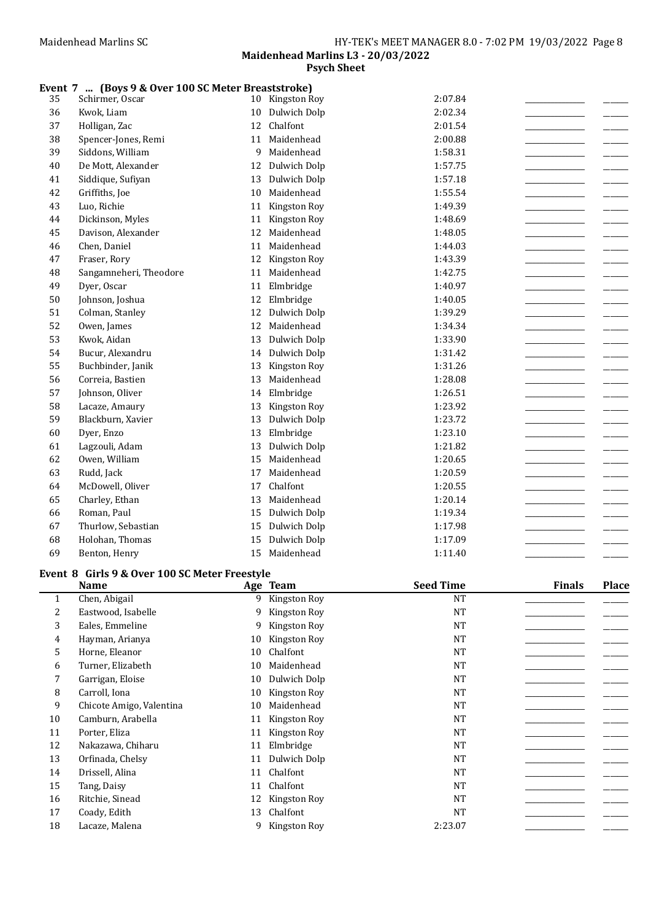**Maidenhead Marlins L3 - 20/03/2022**
**Psych Sheet**

### Event 7 ... (Boys 9 & Over 100 SC Meter Breaststroke)

| | Name | Age | Team | Seed Time | Finals | Place |
|---|---|---|---|---|---|---|
| 35 | Schirmer, Oscar | 10 | Kingston Roy | 2:07.84 | | |
| 36 | Kwok, Liam | 10 | Dulwich Dolp | 2:02.34 | | |
| 37 | Holligan, Zac | 12 | Chalfont | 2:01.54 | | |
| 38 | Spencer-Jones, Remi | 11 | Maidenhead | 2:00.88 | | |
| 39 | Siddons, William | 9 | Maidenhead | 1:58.31 | | |
| 40 | De Mott, Alexander | 12 | Dulwich Dolp | 1:57.75 | | |
| 41 | Siddique, Sufiyan | 13 | Dulwich Dolp | 1:57.18 | | |
| 42 | Griffiths, Joe | 10 | Maidenhead | 1:55.54 | | |
| 43 | Luo, Richie | 11 | Kingston Roy | 1:49.39 | | |
| 44 | Dickinson, Myles | 11 | Kingston Roy | 1:48.69 | | |
| 45 | Davison, Alexander | 12 | Maidenhead | 1:48.05 | | |
| 46 | Chen, Daniel | 11 | Maidenhead | 1:44.03 | | |
| 47 | Fraser, Rory | 12 | Kingston Roy | 1:43.39 | | |
| 48 | Sangamneheri, Theodore | 11 | Maidenhead | 1:42.75 | | |
| 49 | Dyer, Oscar | 11 | Elmbridge | 1:40.97 | | |
| 50 | Johnson, Joshua | 12 | Elmbridge | 1:40.05 | | |
| 51 | Colman, Stanley | 12 | Dulwich Dolp | 1:39.29 | | |
| 52 | Owen, James | 12 | Maidenhead | 1:34.34 | | |
| 53 | Kwok, Aidan | 13 | Dulwich Dolp | 1:33.90 | | |
| 54 | Bucur, Alexandru | 14 | Dulwich Dolp | 1:31.42 | | |
| 55 | Buchbinder, Janik | 13 | Kingston Roy | 1:31.26 | | |
| 56 | Correia, Bastien | 13 | Maidenhead | 1:28.08 | | |
| 57 | Johnson, Oliver | 14 | Elmbridge | 1:26.51 | | |
| 58 | Lacaze, Amaury | 13 | Kingston Roy | 1:23.92 | | |
| 59 | Blackburn, Xavier | 13 | Dulwich Dolp | 1:23.72 | | |
| 60 | Dyer, Enzo | 13 | Elmbridge | 1:23.10 | | |
| 61 | Lagzouli, Adam | 13 | Dulwich Dolp | 1:21.82 | | |
| 62 | Owen, William | 15 | Maidenhead | 1:20.65 | | |
| 63 | Rudd, Jack | 17 | Maidenhead | 1:20.59 | | |
| 64 | McDowell, Oliver | 17 | Chalfont | 1:20.55 | | |
| 65 | Charley, Ethan | 13 | Maidenhead | 1:20.14 | | |
| 66 | Roman, Paul | 15 | Dulwich Dolp | 1:19.34 | | |
| 67 | Thurlow, Sebastian | 15 | Dulwich Dolp | 1:17.98 | | |
| 68 | Holohan, Thomas | 15 | Dulwich Dolp | 1:17.09 | | |
| 69 | Benton, Henry | 15 | Maidenhead | 1:11.40 | | |

### Event 8 Girls 9 & Over 100 SC Meter Freestyle

| | Name | Age | Team | Seed Time | Finals | Place |
|---|---|---|---|---|---|---|
| 1 | Chen, Abigail | 9 | Kingston Roy | NT | | |
| 2 | Eastwood, Isabelle | 9 | Kingston Roy | NT | | |
| 3 | Eales, Emmeline | 9 | Kingston Roy | NT | | |
| 4 | Hayman, Arianya | 10 | Kingston Roy | NT | | |
| 5 | Horne, Eleanor | 10 | Chalfont | NT | | |
| 6 | Turner, Elizabeth | 10 | Maidenhead | NT | | |
| 7 | Garrigan, Eloise | 10 | Dulwich Dolp | NT | | |
| 8 | Carroll, Iona | 10 | Kingston Roy | NT | | |
| 9 | Chicote Amigo, Valentina | 10 | Maidenhead | NT | | |
| 10 | Camburn, Arabella | 11 | Kingston Roy | NT | | |
| 11 | Porter, Eliza | 11 | Kingston Roy | NT | | |
| 12 | Nakazawa, Chiharu | 11 | Elmbridge | NT | | |
| 13 | Orfinada, Chelsy | 11 | Dulwich Dolp | NT | | |
| 14 | Drissell, Alina | 11 | Chalfont | NT | | |
| 15 | Tang, Daisy | 11 | Chalfont | NT | | |
| 16 | Ritchie, Sinead | 12 | Kingston Roy | NT | | |
| 17 | Coady, Edith | 13 | Chalfont | NT | | |
| 18 | Lacaze, Malena | 9 | Kingston Roy | 2:23.07 | | |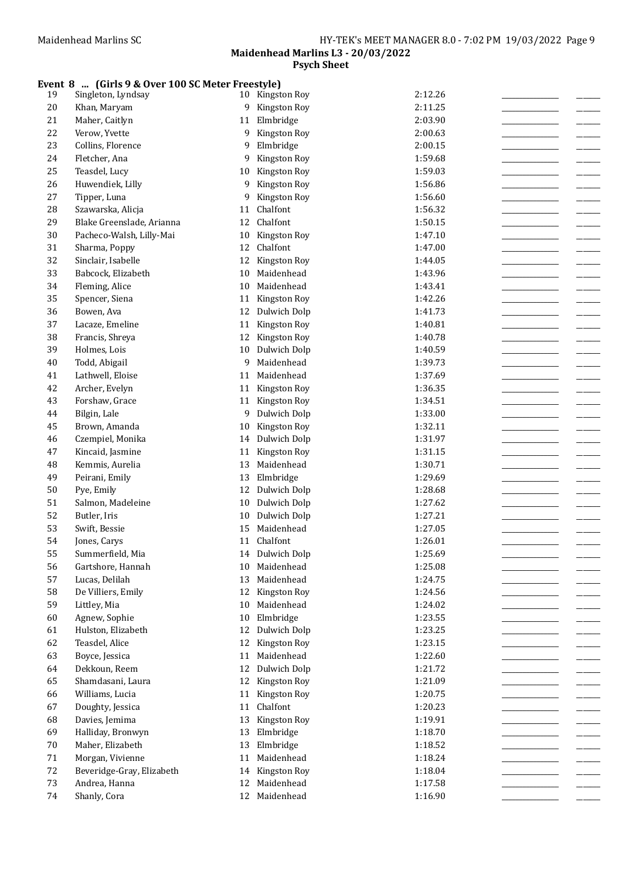**Maidenhead Marlins L3 - 20/03/2022**

**Psych Sheet**

**Event 8 ... (Girls 9 & Over 100 SC Meter Freestyle)**

| # | Name | Age | Team | Seed Time | | |
|---|---|---|---|---|---|---|
| 19 | Singleton, Lyndsay | 10 | Kingston Roy | 2:12.26 | _____________ | ______ |
| 20 | Khan, Maryam | 9 | Kingston Roy | 2:11.25 | _____________ | ______ |
| 21 | Maher, Caitlyn | 11 | Elmbridge | 2:03.90 | _____________ | ______ |
| 22 | Verow, Yvette | 9 | Kingston Roy | 2:00.63 | _____________ | ______ |
| 23 | Collins, Florence | 9 | Elmbridge | 2:00.15 | _____________ | ______ |
| 24 | Fletcher, Ana | 9 | Kingston Roy | 1:59.68 | _____________ | ______ |
| 25 | Teasdel, Lucy | 10 | Kingston Roy | 1:59.03 | _____________ | ______ |
| 26 | Huwendiek, Lilly | 9 | Kingston Roy | 1:56.86 | _____________ | ______ |
| 27 | Tipper, Luna | 9 | Kingston Roy | 1:56.60 | _____________ | ______ |
| 28 | Szawarska, Alicja | 11 | Chalfont | 1:56.32 | _____________ | ______ |
| 29 | Blake Greenslade, Arianna | 12 | Chalfont | 1:50.15 | _____________ | ______ |
| 30 | Pacheco-Walsh, Lilly-Mai | 10 | Kingston Roy | 1:47.10 | _____________ | ______ |
| 31 | Sharma, Poppy | 12 | Chalfont | 1:47.00 | _____________ | ______ |
| 32 | Sinclair, Isabelle | 12 | Kingston Roy | 1:44.05 | _____________ | ______ |
| 33 | Babcock, Elizabeth | 10 | Maidenhead | 1:43.96 | _____________ | ______ |
| 34 | Fleming, Alice | 10 | Maidenhead | 1:43.41 | _____________ | ______ |
| 35 | Spencer, Siena | 11 | Kingston Roy | 1:42.26 | _____________ | ______ |
| 36 | Bowen, Ava | 12 | Dulwich Dolp | 1:41.73 | _____________ | ______ |
| 37 | Lacaze, Emeline | 11 | Kingston Roy | 1:40.81 | _____________ | ______ |
| 38 | Francis, Shreya | 12 | Kingston Roy | 1:40.78 | _____________ | ______ |
| 39 | Holmes, Lois | 10 | Dulwich Dolp | 1:40.59 | _____________ | ______ |
| 40 | Todd, Abigail | 9 | Maidenhead | 1:39.73 | _____________ | ______ |
| 41 | Lathwell, Eloise | 11 | Maidenhead | 1:37.69 | _____________ | ______ |
| 42 | Archer, Evelyn | 11 | Kingston Roy | 1:36.35 | _____________ | ______ |
| 43 | Forshaw, Grace | 11 | Kingston Roy | 1:34.51 | _____________ | ______ |
| 44 | Bilgin, Lale | 9 | Dulwich Dolp | 1:33.00 | _____________ | ______ |
| 45 | Brown, Amanda | 10 | Kingston Roy | 1:32.11 | _____________ | ______ |
| 46 | Czempiel, Monika | 14 | Dulwich Dolp | 1:31.97 | _____________ | ______ |
| 47 | Kincaid, Jasmine | 11 | Kingston Roy | 1:31.15 | _____________ | ______ |
| 48 | Kemmis, Aurelia | 13 | Maidenhead | 1:30.71 | _____________ | ______ |
| 49 | Peirani, Emily | 13 | Elmbridge | 1:29.69 | _____________ | ______ |
| 50 | Pye, Emily | 12 | Dulwich Dolp | 1:28.68 | _____________ | ______ |
| 51 | Salmon, Madeleine | 10 | Dulwich Dolp | 1:27.62 | _____________ | ______ |
| 52 | Butler, Iris | 10 | Dulwich Dolp | 1:27.21 | _____________ | ______ |
| 53 | Swift, Bessie | 15 | Maidenhead | 1:27.05 | _____________ | ______ |
| 54 | Jones, Carys | 11 | Chalfont | 1:26.01 | _____________ | ______ |
| 55 | Summerfield, Mia | 14 | Dulwich Dolp | 1:25.69 | _____________ | ______ |
| 56 | Gartshore, Hannah | 10 | Maidenhead | 1:25.08 | _____________ | ______ |
| 57 | Lucas, Delilah | 13 | Maidenhead | 1:24.75 | _____________ | ______ |
| 58 | De Villiers, Emily | 12 | Kingston Roy | 1:24.56 | _____________ | ______ |
| 59 | Littley, Mia | 10 | Maidenhead | 1:24.02 | _____________ | ______ |
| 60 | Agnew, Sophie | 10 | Elmbridge | 1:23.55 | _____________ | ______ |
| 61 | Hulston, Elizabeth | 12 | Dulwich Dolp | 1:23.25 | _____________ | ______ |
| 62 | Teasdel, Alice | 12 | Kingston Roy | 1:23.15 | _____________ | ______ |
| 63 | Boyce, Jessica | 11 | Maidenhead | 1:22.60 | _____________ | ______ |
| 64 | Dekkoun, Reem | 12 | Dulwich Dolp | 1:21.72 | _____________ | ______ |
| 65 | Shamdasani, Laura | 12 | Kingston Roy | 1:21.09 | _____________ | ______ |
| 66 | Williams, Lucia | 11 | Kingston Roy | 1:20.75 | _____________ | ______ |
| 67 | Doughty, Jessica | 11 | Chalfont | 1:20.23 | _____________ | ______ |
| 68 | Davies, Jemima | 13 | Kingston Roy | 1:19.91 | _____________ | ______ |
| 69 | Halliday, Bronwyn | 13 | Elmbridge | 1:18.70 | _____________ | ______ |
| 70 | Maher, Elizabeth | 13 | Elmbridge | 1:18.52 | _____________ | ______ |
| 71 | Morgan, Vivienne | 11 | Maidenhead | 1:18.24 | _____________ | ______ |
| 72 | Beveridge-Gray, Elizabeth | 14 | Kingston Roy | 1:18.04 | _____________ | ______ |
| 73 | Andrea, Hanna | 12 | Maidenhead | 1:17.58 | _____________ | ______ |
| 74 | Shanly, Cora | 12 | Maidenhead | 1:16.90 | _____________ | ______ |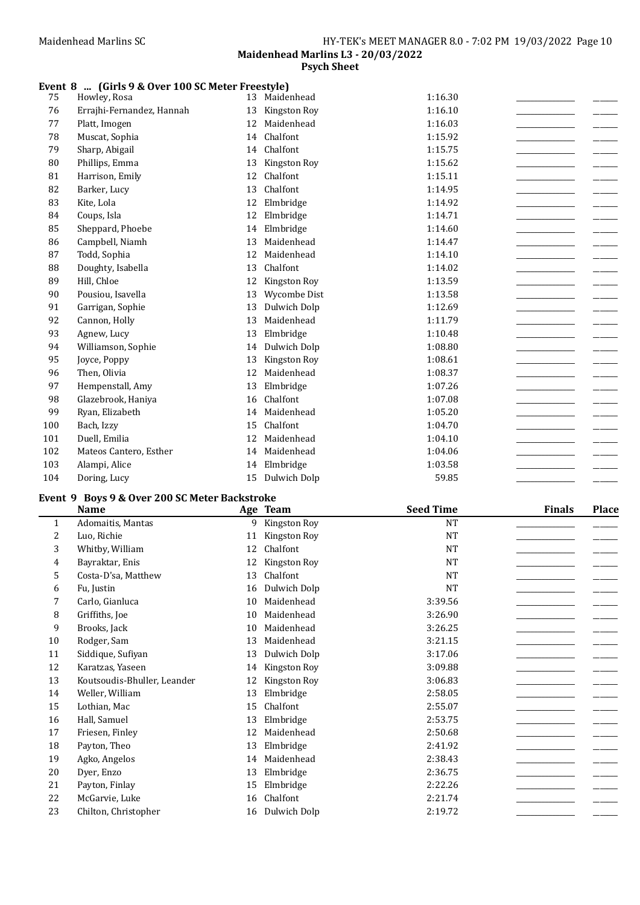Maidenhead Marlins SC

**Maidenhead Marlins L3 - 20/03/2022**

**Psych Sheet**

### Event 8 ... (Girls 9 & Over 100 SC Meter Freestyle)

| | Name | Age | Team | Seed Time | Finals | Place |
|---|---|---|---|---|---|---|
| 75 | Howley, Rosa | 13 | Maidenhead | 1:16.30 | | |
| 76 | Errajhi-Fernandez, Hannah | 13 | Kingston Roy | 1:16.10 | | |
| 77 | Platt, Imogen | 12 | Maidenhead | 1:16.03 | | |
| 78 | Muscat, Sophia | 14 | Chalfont | 1:15.92 | | |
| 79 | Sharp, Abigail | 14 | Chalfont | 1:15.75 | | |
| 80 | Phillips, Emma | 13 | Kingston Roy | 1:15.62 | | |
| 81 | Harrison, Emily | 12 | Chalfont | 1:15.11 | | |
| 82 | Barker, Lucy | 13 | Chalfont | 1:14.95 | | |
| 83 | Kite, Lola | 12 | Elmbridge | 1:14.92 | | |
| 84 | Coups, Isla | 12 | Elmbridge | 1:14.71 | | |
| 85 | Sheppard, Phoebe | 14 | Elmbridge | 1:14.60 | | |
| 86 | Campbell, Niamh | 13 | Maidenhead | 1:14.47 | | |
| 87 | Todd, Sophia | 12 | Maidenhead | 1:14.10 | | |
| 88 | Doughty, Isabella | 13 | Chalfont | 1:14.02 | | |
| 89 | Hill, Chloe | 12 | Kingston Roy | 1:13.59 | | |
| 90 | Pousiou, Isavella | 13 | Wycombe Dist | 1:13.58 | | |
| 91 | Garrigan, Sophie | 13 | Dulwich Dolp | 1:12.69 | | |
| 92 | Cannon, Holly | 13 | Maidenhead | 1:11.79 | | |
| 93 | Agnew, Lucy | 13 | Elmbridge | 1:10.48 | | |
| 94 | Williamson, Sophie | 14 | Dulwich Dolp | 1:08.80 | | |
| 95 | Joyce, Poppy | 13 | Kingston Roy | 1:08.61 | | |
| 96 | Then, Olivia | 12 | Maidenhead | 1:08.37 | | |
| 97 | Hempenstall, Amy | 13 | Elmbridge | 1:07.26 | | |
| 98 | Glazebrook, Haniya | 16 | Chalfont | 1:07.08 | | |
| 99 | Ryan, Elizabeth | 14 | Maidenhead | 1:05.20 | | |
| 100 | Bach, Izzy | 15 | Chalfont | 1:04.70 | | |
| 101 | Duell, Emilia | 12 | Maidenhead | 1:04.10 | | |
| 102 | Mateos Cantero, Esther | 14 | Maidenhead | 1:04.06 | | |
| 103 | Alampi, Alice | 14 | Elmbridge | 1:03.58 | | |
| 104 | Doring, Lucy | 15 | Dulwich Dolp | 59.85 | | |

### Event 9 Boys 9 & Over 200 SC Meter Backstroke

| | Name | Age | Team | Seed Time | Finals | Place |
|---|---|---|---|---|---|---|
| 1 | Adomaitis, Mantas | 9 | Kingston Roy | NT | | |
| 2 | Luo, Richie | 11 | Kingston Roy | NT | | |
| 3 | Whitby, William | 12 | Chalfont | NT | | |
| 4 | Bayraktar, Enis | 12 | Kingston Roy | NT | | |
| 5 | Costa-D'sa, Matthew | 13 | Chalfont | NT | | |
| 6 | Fu, Justin | 16 | Dulwich Dolp | NT | | |
| 7 | Carlo, Gianluca | 10 | Maidenhead | 3:39.56 | | |
| 8 | Griffiths, Joe | 10 | Maidenhead | 3:26.90 | | |
| 9 | Brooks, Jack | 10 | Maidenhead | 3:26.25 | | |
| 10 | Rodger, Sam | 13 | Maidenhead | 3:21.15 | | |
| 11 | Siddique, Sufiyan | 13 | Dulwich Dolp | 3:17.06 | | |
| 12 | Karatzas, Yaseen | 14 | Kingston Roy | 3:09.88 | | |
| 13 | Koutsoudis-Bhuller, Leander | 12 | Kingston Roy | 3:06.83 | | |
| 14 | Weller, William | 13 | Elmbridge | 2:58.05 | | |
| 15 | Lothian, Mac | 15 | Chalfont | 2:55.07 | | |
| 16 | Hall, Samuel | 13 | Elmbridge | 2:53.75 | | |
| 17 | Friesen, Finley | 12 | Maidenhead | 2:50.68 | | |
| 18 | Payton, Theo | 13 | Elmbridge | 2:41.92 | | |
| 19 | Agko, Angelos | 14 | Maidenhead | 2:38.43 | | |
| 20 | Dyer, Enzo | 13 | Elmbridge | 2:36.75 | | |
| 21 | Payton, Finlay | 15 | Elmbridge | 2:22.26 | | |
| 22 | McGarvie, Luke | 16 | Chalfont | 2:21.74 | | |
| 23 | Chilton, Christopher | 16 | Dulwich Dolp | 2:19.72 | | |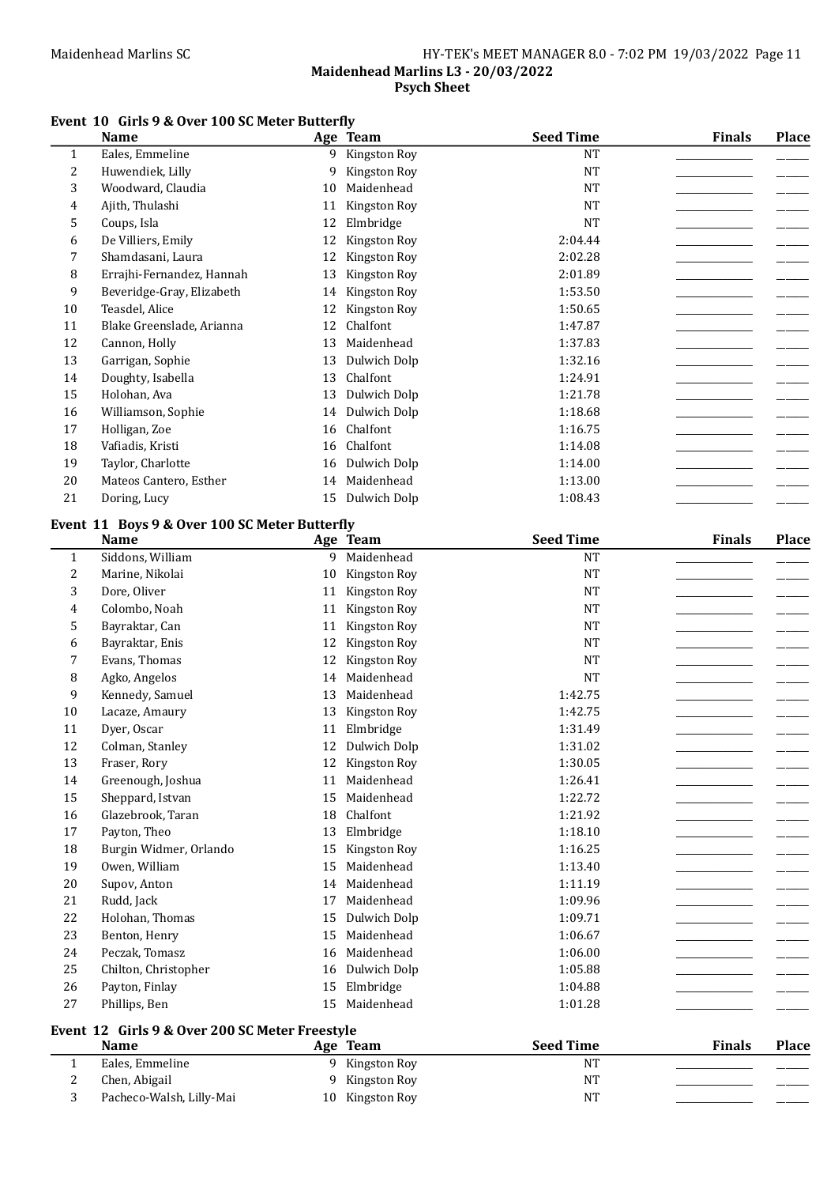**Maidenhead Marlins L3 - 20/03/2022**
**Psych Sheet**

### Event 10 Girls 9 & Over 100 SC Meter Butterfly

| | Name | Age | Team | Seed Time | Finals | Place |
|---|---|---|---|---|---|---|
| 1 | Eales, Emmeline | 9 | Kingston Roy | NT | | |
| 2 | Huwendiek, Lilly | 9 | Kingston Roy | NT | | |
| 3 | Woodward, Claudia | 10 | Maidenhead | NT | | |
| 4 | Ajith, Thulashi | 11 | Kingston Roy | NT | | |
| 5 | Coups, Isla | 12 | Elmbridge | NT | | |
| 6 | De Villiers, Emily | 12 | Kingston Roy | 2:04.44 | | |
| 7 | Shamdasani, Laura | 12 | Kingston Roy | 2:02.28 | | |
| 8 | Errajhi-Fernandez, Hannah | 13 | Kingston Roy | 2:01.89 | | |
| 9 | Beveridge-Gray, Elizabeth | 14 | Kingston Roy | 1:53.50 | | |
| 10 | Teasdel, Alice | 12 | Kingston Roy | 1:50.65 | | |
| 11 | Blake Greenslade, Arianna | 12 | Chalfont | 1:47.87 | | |
| 12 | Cannon, Holly | 13 | Maidenhead | 1:37.83 | | |
| 13 | Garrigan, Sophie | 13 | Dulwich Dolp | 1:32.16 | | |
| 14 | Doughty, Isabella | 13 | Chalfont | 1:24.91 | | |
| 15 | Holohan, Ava | 13 | Dulwich Dolp | 1:21.78 | | |
| 16 | Williamson, Sophie | 14 | Dulwich Dolp | 1:18.68 | | |
| 17 | Holligan, Zoe | 16 | Chalfont | 1:16.75 | | |
| 18 | Vafiadis, Kristi | 16 | Chalfont | 1:14.08 | | |
| 19 | Taylor, Charlotte | 16 | Dulwich Dolp | 1:14.00 | | |
| 20 | Mateos Cantero, Esther | 14 | Maidenhead | 1:13.00 | | |
| 21 | Doring, Lucy | 15 | Dulwich Dolp | 1:08.43 | | |

### Event 11 Boys 9 & Over 100 SC Meter Butterfly

| | Name | Age | Team | Seed Time | Finals | Place |
|---|---|---|---|---|---|---|
| 1 | Siddons, William | 9 | Maidenhead | NT | | |
| 2 | Marine, Nikolai | 10 | Kingston Roy | NT | | |
| 3 | Dore, Oliver | 11 | Kingston Roy | NT | | |
| 4 | Colombo, Noah | 11 | Kingston Roy | NT | | |
| 5 | Bayraktar, Can | 11 | Kingston Roy | NT | | |
| 6 | Bayraktar, Enis | 12 | Kingston Roy | NT | | |
| 7 | Evans, Thomas | 12 | Kingston Roy | NT | | |
| 8 | Agko, Angelos | 14 | Maidenhead | NT | | |
| 9 | Kennedy, Samuel | 13 | Maidenhead | 1:42.75 | | |
| 10 | Lacaze, Amaury | 13 | Kingston Roy | 1:42.75 | | |
| 11 | Dyer, Oscar | 11 | Elmbridge | 1:31.49 | | |
| 12 | Colman, Stanley | 12 | Dulwich Dolp | 1:31.02 | | |
| 13 | Fraser, Rory | 12 | Kingston Roy | 1:30.05 | | |
| 14 | Greenough, Joshua | 11 | Maidenhead | 1:26.41 | | |
| 15 | Sheppard, Istvan | 15 | Maidenhead | 1:22.72 | | |
| 16 | Glazebrook, Taran | 18 | Chalfont | 1:21.92 | | |
| 17 | Payton, Theo | 13 | Elmbridge | 1:18.10 | | |
| 18 | Burgin Widmer, Orlando | 15 | Kingston Roy | 1:16.25 | | |
| 19 | Owen, William | 15 | Maidenhead | 1:13.40 | | |
| 20 | Supov, Anton | 14 | Maidenhead | 1:11.19 | | |
| 21 | Rudd, Jack | 17 | Maidenhead | 1:09.96 | | |
| 22 | Holohan, Thomas | 15 | Dulwich Dolp | 1:09.71 | | |
| 23 | Benton, Henry | 15 | Maidenhead | 1:06.67 | | |
| 24 | Peczak, Tomasz | 16 | Maidenhead | 1:06.00 | | |
| 25 | Chilton, Christopher | 16 | Dulwich Dolp | 1:05.88 | | |
| 26 | Payton, Finlay | 15 | Elmbridge | 1:04.88 | | |
| 27 | Phillips, Ben | 15 | Maidenhead | 1:01.28 | | |

### Event 12 Girls 9 & Over 200 SC Meter Freestyle

| | Name | Age | Team | Seed Time | Finals | Place |
|---|---|---|---|---|---|---|
| 1 | Eales, Emmeline | 9 | Kingston Roy | NT | | |
| 2 | Chen, Abigail | 9 | Kingston Roy | NT | | |
| 3 | Pacheco-Walsh, Lilly-Mai | 10 | Kingston Roy | NT | | |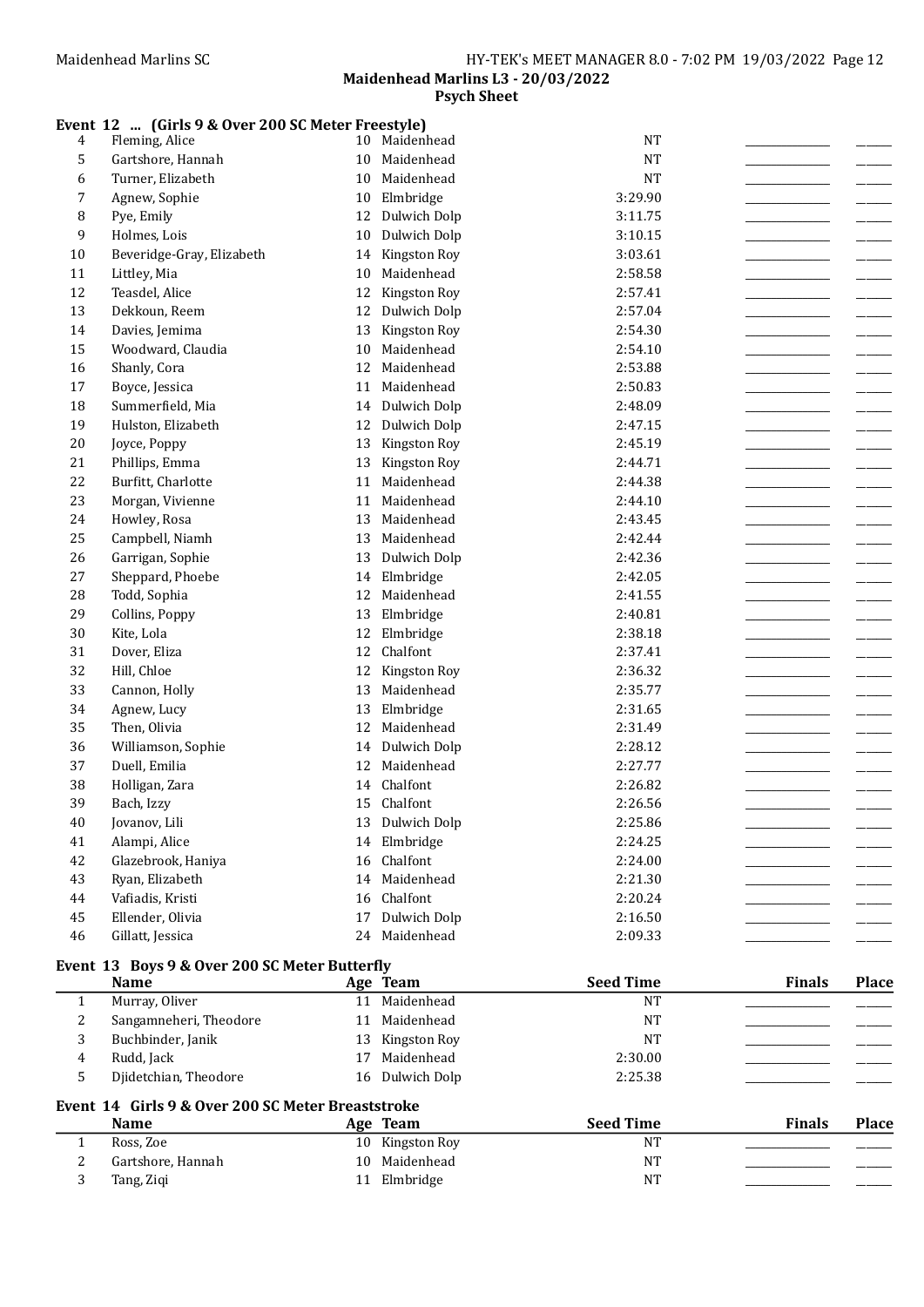Maidenhead Marlins L3 - 20/03/2022

Psych Sheet

### Event 12 ... (Girls 9 & Over 200 SC Meter Freestyle)

| | Name | Age | Team | Seed Time | Finals | Place |
|---|---|---|---|---|---|---|
| 4 | Fleming, Alice | 10 | Maidenhead | NT | | |
| 5 | Gartshore, Hannah | 10 | Maidenhead | NT | | |
| 6 | Turner, Elizabeth | 10 | Maidenhead | NT | | |
| 7 | Agnew, Sophie | 10 | Elmbridge | 3:29.90 | | |
| 8 | Pye, Emily | 12 | Dulwich Dolp | 3:11.75 | | |
| 9 | Holmes, Lois | 10 | Dulwich Dolp | 3:10.15 | | |
| 10 | Beveridge-Gray, Elizabeth | 14 | Kingston Roy | 3:03.61 | | |
| 11 | Littley, Mia | 10 | Maidenhead | 2:58.58 | | |
| 12 | Teasdel, Alice | 12 | Kingston Roy | 2:57.41 | | |
| 13 | Dekkoun, Reem | 12 | Dulwich Dolp | 2:57.04 | | |
| 14 | Davies, Jemima | 13 | Kingston Roy | 2:54.30 | | |
| 15 | Woodward, Claudia | 10 | Maidenhead | 2:54.10 | | |
| 16 | Shanly, Cora | 12 | Maidenhead | 2:53.88 | | |
| 17 | Boyce, Jessica | 11 | Maidenhead | 2:50.83 | | |
| 18 | Summerfield, Mia | 14 | Dulwich Dolp | 2:48.09 | | |
| 19 | Hulston, Elizabeth | 12 | Dulwich Dolp | 2:47.15 | | |
| 20 | Joyce, Poppy | 13 | Kingston Roy | 2:45.19 | | |
| 21 | Phillips, Emma | 13 | Kingston Roy | 2:44.71 | | |
| 22 | Burfitt, Charlotte | 11 | Maidenhead | 2:44.38 | | |
| 23 | Morgan, Vivienne | 11 | Maidenhead | 2:44.10 | | |
| 24 | Howley, Rosa | 13 | Maidenhead | 2:43.45 | | |
| 25 | Campbell, Niamh | 13 | Maidenhead | 2:42.44 | | |
| 26 | Garrigan, Sophie | 13 | Dulwich Dolp | 2:42.36 | | |
| 27 | Sheppard, Phoebe | 14 | Elmbridge | 2:42.05 | | |
| 28 | Todd, Sophia | 12 | Maidenhead | 2:41.55 | | |
| 29 | Collins, Poppy | 13 | Elmbridge | 2:40.81 | | |
| 30 | Kite, Lola | 12 | Elmbridge | 2:38.18 | | |
| 31 | Dover, Eliza | 12 | Chalfont | 2:37.41 | | |
| 32 | Hill, Chloe | 12 | Kingston Roy | 2:36.32 | | |
| 33 | Cannon, Holly | 13 | Maidenhead | 2:35.77 | | |
| 34 | Agnew, Lucy | 13 | Elmbridge | 2:31.65 | | |
| 35 | Then, Olivia | 12 | Maidenhead | 2:31.49 | | |
| 36 | Williamson, Sophie | 14 | Dulwich Dolp | 2:28.12 | | |
| 37 | Duell, Emilia | 12 | Maidenhead | 2:27.77 | | |
| 38 | Holligan, Zara | 14 | Chalfont | 2:26.82 | | |
| 39 | Bach, Izzy | 15 | Chalfont | 2:26.56 | | |
| 40 | Jovanov, Lili | 13 | Dulwich Dolp | 2:25.86 | | |
| 41 | Alampi, Alice | 14 | Elmbridge | 2:24.25 | | |
| 42 | Glazebrook, Haniya | 16 | Chalfont | 2:24.00 | | |
| 43 | Ryan, Elizabeth | 14 | Maidenhead | 2:21.30 | | |
| 44 | Vafiadis, Kristi | 16 | Chalfont | 2:20.24 | | |
| 45 | Ellender, Olivia | 17 | Dulwich Dolp | 2:16.50 | | |
| 46 | Gillatt, Jessica | 24 | Maidenhead | 2:09.33 | | |

### Event 13 Boys 9 & Over 200 SC Meter Butterfly

| | Name | Age | Team | Seed Time | Finals | Place |
|---|---|---|---|---|---|---|
| 1 | Murray, Oliver | 11 | Maidenhead | NT | | |
| 2 | Sangamneheri, Theodore | 11 | Maidenhead | NT | | |
| 3 | Buchbinder, Janik | 13 | Kingston Roy | NT | | |
| 4 | Rudd, Jack | 17 | Maidenhead | 2:30.00 | | |
| 5 | Djidetchian, Theodore | 16 | Dulwich Dolp | 2:25.38 | | |

### Event 14 Girls 9 & Over 200 SC Meter Breaststroke

| | Name | Age | Team | Seed Time | Finals | Place |
|---|---|---|---|---|---|---|
| 1 | Ross, Zoe | 10 | Kingston Roy | NT | | |
| 2 | Gartshore, Hannah | 10 | Maidenhead | NT | | |
| 3 | Tang, Ziqi | 11 | Elmbridge | NT | | |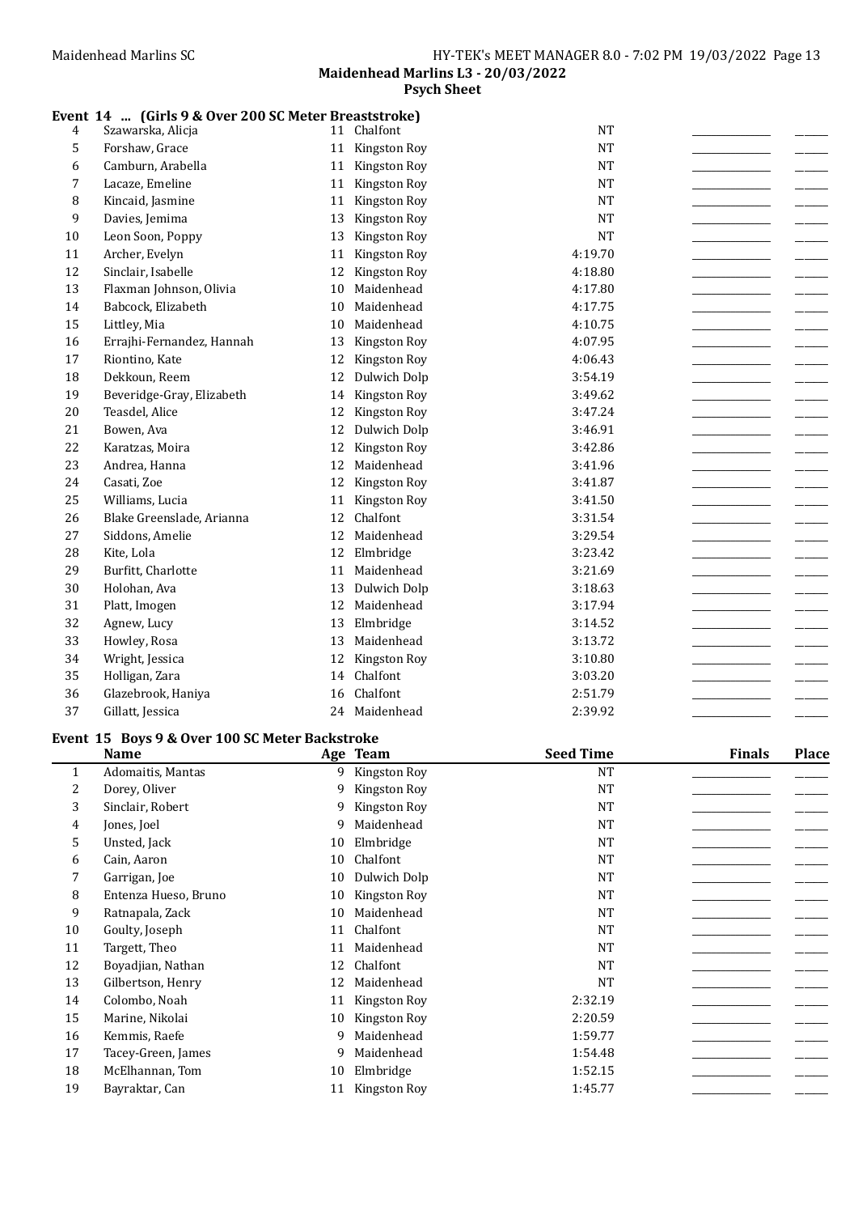**Maidenhead Marlins L3 - 20/03/2022**
**Psych Sheet**

### Event 14 ... (Girls 9 & Over 200 SC Meter Breaststroke)

| | Name | Age | Team | Seed Time | Finals | Place |
|---|---|---|---|---|---|---|
| 4 | Szawarska, Alicja | 11 | Chalfont | NT | | |
| 5 | Forshaw, Grace | 11 | Kingston Roy | NT | | |
| 6 | Camburn, Arabella | 11 | Kingston Roy | NT | | |
| 7 | Lacaze, Emeline | 11 | Kingston Roy | NT | | |
| 8 | Kincaid, Jasmine | 11 | Kingston Roy | NT | | |
| 9 | Davies, Jemima | 13 | Kingston Roy | NT | | |
| 10 | Leon Soon, Poppy | 13 | Kingston Roy | NT | | |
| 11 | Archer, Evelyn | 11 | Kingston Roy | 4:19.70 | | |
| 12 | Sinclair, Isabelle | 12 | Kingston Roy | 4:18.80 | | |
| 13 | Flaxman Johnson, Olivia | 10 | Maidenhead | 4:17.80 | | |
| 14 | Babcock, Elizabeth | 10 | Maidenhead | 4:17.75 | | |
| 15 | Littley, Mia | 10 | Maidenhead | 4:10.75 | | |
| 16 | Errajhi-Fernandez, Hannah | 13 | Kingston Roy | 4:07.95 | | |
| 17 | Riontino, Kate | 12 | Kingston Roy | 4:06.43 | | |
| 18 | Dekkoun, Reem | 12 | Dulwich Dolp | 3:54.19 | | |
| 19 | Beveridge-Gray, Elizabeth | 14 | Kingston Roy | 3:49.62 | | |
| 20 | Teasdel, Alice | 12 | Kingston Roy | 3:47.24 | | |
| 21 | Bowen, Ava | 12 | Dulwich Dolp | 3:46.91 | | |
| 22 | Karatzas, Moira | 12 | Kingston Roy | 3:42.86 | | |
| 23 | Andrea, Hanna | 12 | Maidenhead | 3:41.96 | | |
| 24 | Casati, Zoe | 12 | Kingston Roy | 3:41.87 | | |
| 25 | Williams, Lucia | 11 | Kingston Roy | 3:41.50 | | |
| 26 | Blake Greenslade, Arianna | 12 | Chalfont | 3:31.54 | | |
| 27 | Siddons, Amelie | 12 | Maidenhead | 3:29.54 | | |
| 28 | Kite, Lola | 12 | Elmbridge | 3:23.42 | | |
| 29 | Burfitt, Charlotte | 11 | Maidenhead | 3:21.69 | | |
| 30 | Holohan, Ava | 13 | Dulwich Dolp | 3:18.63 | | |
| 31 | Platt, Imogen | 12 | Maidenhead | 3:17.94 | | |
| 32 | Agnew, Lucy | 13 | Elmbridge | 3:14.52 | | |
| 33 | Howley, Rosa | 13 | Maidenhead | 3:13.72 | | |
| 34 | Wright, Jessica | 12 | Kingston Roy | 3:10.80 | | |
| 35 | Holligan, Zara | 14 | Chalfont | 3:03.20 | | |
| 36 | Glazebrook, Haniya | 16 | Chalfont | 2:51.79 | | |
| 37 | Gillatt, Jessica | 24 | Maidenhead | 2:39.92 | | |

### Event 15 Boys 9 & Over 100 SC Meter Backstroke

| | Name | Age | Team | Seed Time | Finals | Place |
|---|---|---|---|---|---|---|
| 1 | Adomaitis, Mantas | 9 | Kingston Roy | NT | | |
| 2 | Dorey, Oliver | 9 | Kingston Roy | NT | | |
| 3 | Sinclair, Robert | 9 | Kingston Roy | NT | | |
| 4 | Jones, Joel | 9 | Maidenhead | NT | | |
| 5 | Unsted, Jack | 10 | Elmbridge | NT | | |
| 6 | Cain, Aaron | 10 | Chalfont | NT | | |
| 7 | Garrigan, Joe | 10 | Dulwich Dolp | NT | | |
| 8 | Entenza Hueso, Bruno | 10 | Kingston Roy | NT | | |
| 9 | Ratnapala, Zack | 10 | Maidenhead | NT | | |
| 10 | Goulty, Joseph | 11 | Chalfont | NT | | |
| 11 | Targett, Theo | 11 | Maidenhead | NT | | |
| 12 | Boyadjian, Nathan | 12 | Chalfont | NT | | |
| 13 | Gilbertson, Henry | 12 | Maidenhead | NT | | |
| 14 | Colombo, Noah | 11 | Kingston Roy | 2:32.19 | | |
| 15 | Marine, Nikolai | 10 | Kingston Roy | 2:20.59 | | |
| 16 | Kemmis, Raefe | 9 | Maidenhead | 1:59.77 | | |
| 17 | Tacey-Green, James | 9 | Maidenhead | 1:54.48 | | |
| 18 | McElhannan, Tom | 10 | Elmbridge | 1:52.15 | | |
| 19 | Bayraktar, Can | 11 | Kingston Roy | 1:45.77 | | |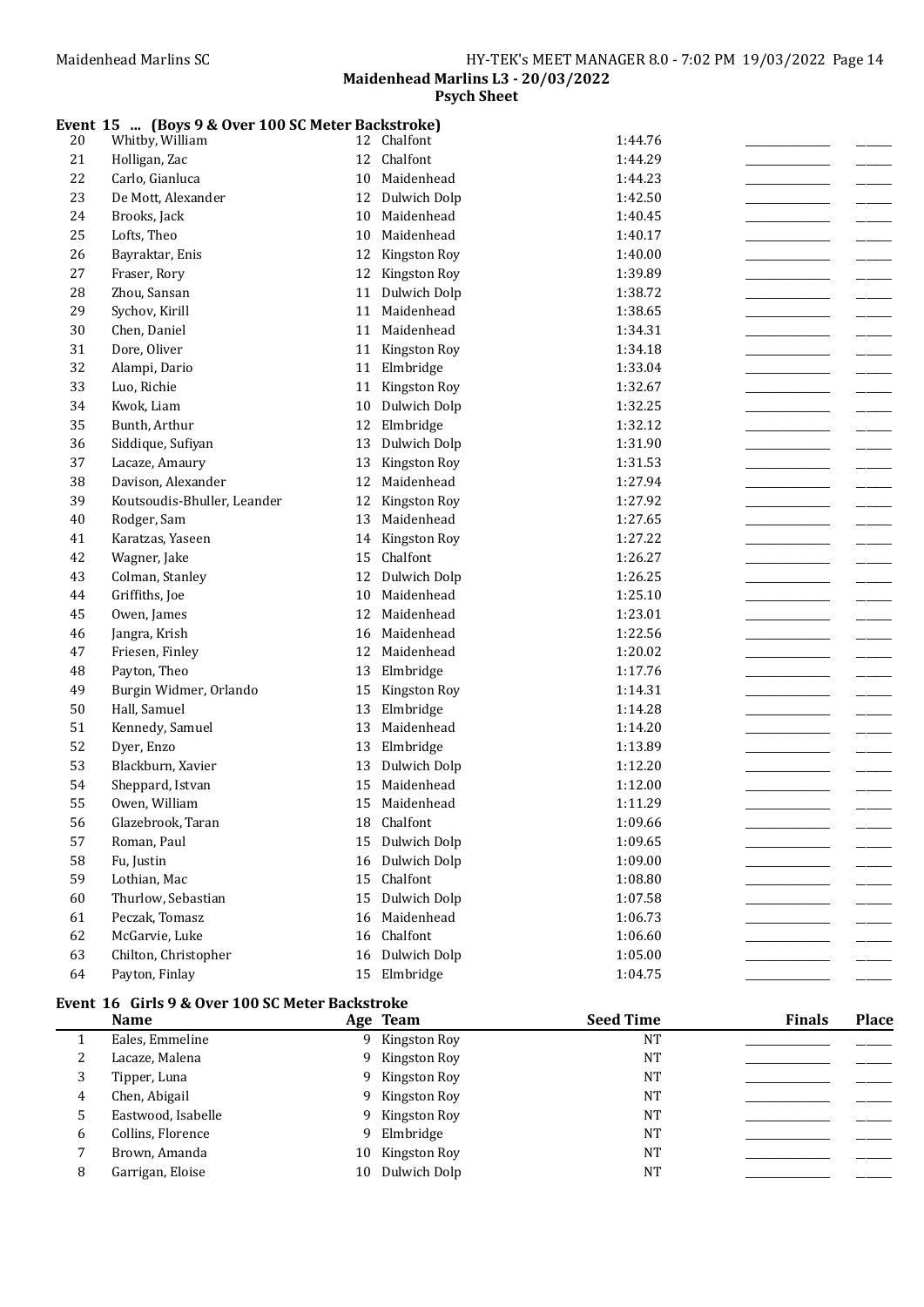## Maidenhead Marlins L3 - 20/03/2022

### Psych Sheet

#### Event 15 ... (Boys 9 & Over 100 SC Meter Backstroke)

| | Name | Age | Team | Seed Time | Finals | Place |
|---|---|---|---|---|---|---|
| 20 | Whitby, William | 12 | Chalfont | 1:44.76 | | |
| 21 | Holligan, Zac | 12 | Chalfont | 1:44.29 | | |
| 22 | Carlo, Gianluca | 10 | Maidenhead | 1:44.23 | | |
| 23 | De Mott, Alexander | 12 | Dulwich Dolp | 1:42.50 | | |
| 24 | Brooks, Jack | 10 | Maidenhead | 1:40.45 | | |
| 25 | Lofts, Theo | 10 | Maidenhead | 1:40.17 | | |
| 26 | Bayraktar, Enis | 12 | Kingston Roy | 1:40.00 | | |
| 27 | Fraser, Rory | 12 | Kingston Roy | 1:39.89 | | |
| 28 | Zhou, Sansan | 11 | Dulwich Dolp | 1:38.72 | | |
| 29 | Sychov, Kirill | 11 | Maidenhead | 1:38.65 | | |
| 30 | Chen, Daniel | 11 | Maidenhead | 1:34.31 | | |
| 31 | Dore, Oliver | 11 | Kingston Roy | 1:34.18 | | |
| 32 | Alampi, Dario | 11 | Elmbridge | 1:33.04 | | |
| 33 | Luo, Richie | 11 | Kingston Roy | 1:32.67 | | |
| 34 | Kwok, Liam | 10 | Dulwich Dolp | 1:32.25 | | |
| 35 | Bunth, Arthur | 12 | Elmbridge | 1:32.12 | | |
| 36 | Siddique, Sufiyan | 13 | Dulwich Dolp | 1:31.90 | | |
| 37 | Lacaze, Amaury | 13 | Kingston Roy | 1:31.53 | | |
| 38 | Davison, Alexander | 12 | Maidenhead | 1:27.94 | | |
| 39 | Koutsoudis-Bhuller, Leander | 12 | Kingston Roy | 1:27.92 | | |
| 40 | Rodger, Sam | 13 | Maidenhead | 1:27.65 | | |
| 41 | Karatzas, Yaseen | 14 | Kingston Roy | 1:27.22 | | |
| 42 | Wagner, Jake | 15 | Chalfont | 1:26.27 | | |
| 43 | Colman, Stanley | 12 | Dulwich Dolp | 1:26.25 | | |
| 44 | Griffiths, Joe | 10 | Maidenhead | 1:25.10 | | |
| 45 | Owen, James | 12 | Maidenhead | 1:23.01 | | |
| 46 | Jangra, Krish | 16 | Maidenhead | 1:22.56 | | |
| 47 | Friesen, Finley | 12 | Maidenhead | 1:20.02 | | |
| 48 | Payton, Theo | 13 | Elmbridge | 1:17.76 | | |
| 49 | Burgin Widmer, Orlando | 15 | Kingston Roy | 1:14.31 | | |
| 50 | Hall, Samuel | 13 | Elmbridge | 1:14.28 | | |
| 51 | Kennedy, Samuel | 13 | Maidenhead | 1:14.20 | | |
| 52 | Dyer, Enzo | 13 | Elmbridge | 1:13.89 | | |
| 53 | Blackburn, Xavier | 13 | Dulwich Dolp | 1:12.20 | | |
| 54 | Sheppard, Istvan | 15 | Maidenhead | 1:12.00 | | |
| 55 | Owen, William | 15 | Maidenhead | 1:11.29 | | |
| 56 | Glazebrook, Taran | 18 | Chalfont | 1:09.66 | | |
| 57 | Roman, Paul | 15 | Dulwich Dolp | 1:09.65 | | |
| 58 | Fu, Justin | 16 | Dulwich Dolp | 1:09.00 | | |
| 59 | Lothian, Mac | 15 | Chalfont | 1:08.80 | | |
| 60 | Thurlow, Sebastian | 15 | Dulwich Dolp | 1:07.58 | | |
| 61 | Peczak, Tomasz | 16 | Maidenhead | 1:06.73 | | |
| 62 | McGarvie, Luke | 16 | Chalfont | 1:06.60 | | |
| 63 | Chilton, Christopher | 16 | Dulwich Dolp | 1:05.00 | | |
| 64 | Payton, Finlay | 15 | Elmbridge | 1:04.75 | | |

#### Event 16 Girls 9 & Over 100 SC Meter Backstroke

| | Name | Age | Team | Seed Time | Finals | Place |
|---|---|---|---|---|---|---|
| 1 | Eales, Emmeline | 9 | Kingston Roy | NT | | |
| 2 | Lacaze, Malena | 9 | Kingston Roy | NT | | |
| 3 | Tipper, Luna | 9 | Kingston Roy | NT | | |
| 4 | Chen, Abigail | 9 | Kingston Roy | NT | | |
| 5 | Eastwood, Isabelle | 9 | Kingston Roy | NT | | |
| 6 | Collins, Florence | 9 | Elmbridge | NT | | |
| 7 | Brown, Amanda | 10 | Kingston Roy | NT | | |
| 8 | Garrigan, Eloise | 10 | Dulwich Dolp | NT | | |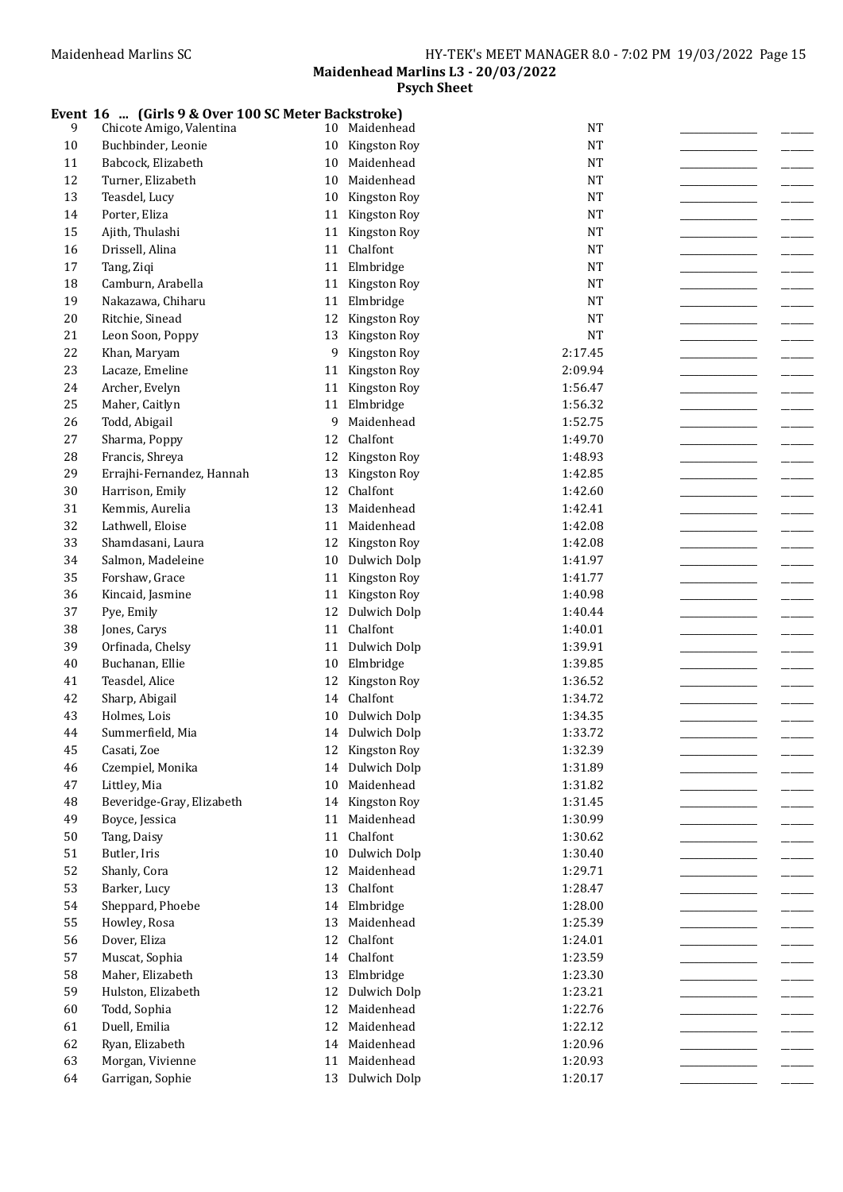**Maidenhead Marlins L3 - 20/03/2022**
**Psych Sheet**

### Event 16 ... (Girls 9 & Over 100 SC Meter Backstroke)

| # | Name | Age | Team | Seed Time | | |
|---|---|---|---|---|---|---|
| 9 | Chicote Amigo, Valentina | 10 | Maidenhead | NT | | |
| 10 | Buchbinder, Leonie | 10 | Kingston Roy | NT | | |
| 11 | Babcock, Elizabeth | 10 | Maidenhead | NT | | |
| 12 | Turner, Elizabeth | 10 | Maidenhead | NT | | |
| 13 | Teasdel, Lucy | 10 | Kingston Roy | NT | | |
| 14 | Porter, Eliza | 11 | Kingston Roy | NT | | |
| 15 | Ajith, Thulashi | 11 | Kingston Roy | NT | | |
| 16 | Drissell, Alina | 11 | Chalfont | NT | | |
| 17 | Tang, Ziqi | 11 | Elmbridge | NT | | |
| 18 | Camburn, Arabella | 11 | Kingston Roy | NT | | |
| 19 | Nakazawa, Chiharu | 11 | Elmbridge | NT | | |
| 20 | Ritchie, Sinead | 12 | Kingston Roy | NT | | |
| 21 | Leon Soon, Poppy | 13 | Kingston Roy | NT | | |
| 22 | Khan, Maryam | 9 | Kingston Roy | 2:17.45 | | |
| 23 | Lacaze, Emeline | 11 | Kingston Roy | 2:09.94 | | |
| 24 | Archer, Evelyn | 11 | Kingston Roy | 1:56.47 | | |
| 25 | Maher, Caitlyn | 11 | Elmbridge | 1:56.32 | | |
| 26 | Todd, Abigail | 9 | Maidenhead | 1:52.75 | | |
| 27 | Sharma, Poppy | 12 | Chalfont | 1:49.70 | | |
| 28 | Francis, Shreya | 12 | Kingston Roy | 1:48.93 | | |
| 29 | Errajhi-Fernandez, Hannah | 13 | Kingston Roy | 1:42.85 | | |
| 30 | Harrison, Emily | 12 | Chalfont | 1:42.60 | | |
| 31 | Kemmis, Aurelia | 13 | Maidenhead | 1:42.41 | | |
| 32 | Lathwell, Eloise | 11 | Maidenhead | 1:42.08 | | |
| 33 | Shamdasani, Laura | 12 | Kingston Roy | 1:42.08 | | |
| 34 | Salmon, Madeleine | 10 | Dulwich Dolp | 1:41.97 | | |
| 35 | Forshaw, Grace | 11 | Kingston Roy | 1:41.77 | | |
| 36 | Kincaid, Jasmine | 11 | Kingston Roy | 1:40.98 | | |
| 37 | Pye, Emily | 12 | Dulwich Dolp | 1:40.44 | | |
| 38 | Jones, Carys | 11 | Chalfont | 1:40.01 | | |
| 39 | Orfinada, Chelsy | 11 | Dulwich Dolp | 1:39.91 | | |
| 40 | Buchanan, Ellie | 10 | Elmbridge | 1:39.85 | | |
| 41 | Teasdel, Alice | 12 | Kingston Roy | 1:36.52 | | |
| 42 | Sharp, Abigail | 14 | Chalfont | 1:34.72 | | |
| 43 | Holmes, Lois | 10 | Dulwich Dolp | 1:34.35 | | |
| 44 | Summerfield, Mia | 14 | Dulwich Dolp | 1:33.72 | | |
| 45 | Casati, Zoe | 12 | Kingston Roy | 1:32.39 | | |
| 46 | Czempiel, Monika | 14 | Dulwich Dolp | 1:31.89 | | |
| 47 | Littley, Mia | 10 | Maidenhead | 1:31.82 | | |
| 48 | Beveridge-Gray, Elizabeth | 14 | Kingston Roy | 1:31.45 | | |
| 49 | Boyce, Jessica | 11 | Maidenhead | 1:30.99 | | |
| 50 | Tang, Daisy | 11 | Chalfont | 1:30.62 | | |
| 51 | Butler, Iris | 10 | Dulwich Dolp | 1:30.40 | | |
| 52 | Shanly, Cora | 12 | Maidenhead | 1:29.71 | | |
| 53 | Barker, Lucy | 13 | Chalfont | 1:28.47 | | |
| 54 | Sheppard, Phoebe | 14 | Elmbridge | 1:28.00 | | |
| 55 | Howley, Rosa | 13 | Maidenhead | 1:25.39 | | |
| 56 | Dover, Eliza | 12 | Chalfont | 1:24.01 | | |
| 57 | Muscat, Sophia | 14 | Chalfont | 1:23.59 | | |
| 58 | Maher, Elizabeth | 13 | Elmbridge | 1:23.30 | | |
| 59 | Hulston, Elizabeth | 12 | Dulwich Dolp | 1:23.21 | | |
| 60 | Todd, Sophia | 12 | Maidenhead | 1:22.76 | | |
| 61 | Duell, Emilia | 12 | Maidenhead | 1:22.12 | | |
| 62 | Ryan, Elizabeth | 14 | Maidenhead | 1:20.96 | | |
| 63 | Morgan, Vivienne | 11 | Maidenhead | 1:20.93 | | |
| 64 | Garrigan, Sophie | 13 | Dulwich Dolp | 1:20.17 | | |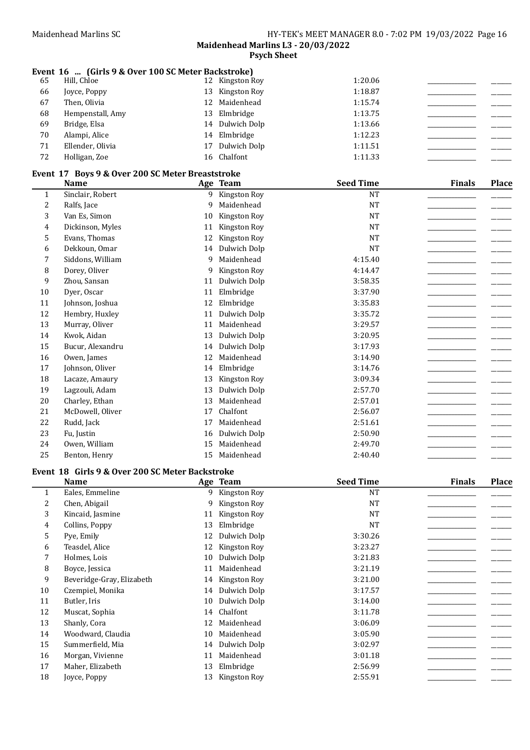**Maidenhead Marlins L3 - 20/03/2022**
**Psych Sheet**

### Event 16 ... (Girls 9 & Over 100 SC Meter Backstroke)

| | Name | Age | Team | Seed Time | Finals | Place |
|---|---|---|---|---|---|---|
| 65 | Hill, Chloe | 12 | Kingston Roy | 1:20.06 | | |
| 66 | Joyce, Poppy | 13 | Kingston Roy | 1:18.87 | | |
| 67 | Then, Olivia | 12 | Maidenhead | 1:15.74 | | |
| 68 | Hempenstall, Amy | 13 | Elmbridge | 1:13.75 | | |
| 69 | Bridge, Elsa | 14 | Dulwich Dolp | 1:13.66 | | |
| 70 | Alampi, Alice | 14 | Elmbridge | 1:12.23 | | |
| 71 | Ellender, Olivia | 17 | Dulwich Dolp | 1:11.51 | | |
| 72 | Holligan, Zoe | 16 | Chalfont | 1:11.33 | | |

### Event 17 Boys 9 & Over 200 SC Meter Breaststroke

| | Name | Age | Team | Seed Time | Finals | Place |
|---|---|---|---|---|---|---|
| 1 | Sinclair, Robert | 9 | Kingston Roy | NT | | |
| 2 | Ralfs, Jace | 9 | Maidenhead | NT | | |
| 3 | Van Es, Simon | 10 | Kingston Roy | NT | | |
| 4 | Dickinson, Myles | 11 | Kingston Roy | NT | | |
| 5 | Evans, Thomas | 12 | Kingston Roy | NT | | |
| 6 | Dekkoun, Omar | 14 | Dulwich Dolp | NT | | |
| 7 | Siddons, William | 9 | Maidenhead | 4:15.40 | | |
| 8 | Dorey, Oliver | 9 | Kingston Roy | 4:14.47 | | |
| 9 | Zhou, Sansan | 11 | Dulwich Dolp | 3:58.35 | | |
| 10 | Dyer, Oscar | 11 | Elmbridge | 3:37.90 | | |
| 11 | Johnson, Joshua | 12 | Elmbridge | 3:35.83 | | |
| 12 | Hembry, Huxley | 11 | Dulwich Dolp | 3:35.72 | | |
| 13 | Murray, Oliver | 11 | Maidenhead | 3:29.57 | | |
| 14 | Kwok, Aidan | 13 | Dulwich Dolp | 3:20.95 | | |
| 15 | Bucur, Alexandru | 14 | Dulwich Dolp | 3:17.93 | | |
| 16 | Owen, James | 12 | Maidenhead | 3:14.90 | | |
| 17 | Johnson, Oliver | 14 | Elmbridge | 3:14.76 | | |
| 18 | Lacaze, Amaury | 13 | Kingston Roy | 3:09.34 | | |
| 19 | Lagzouli, Adam | 13 | Dulwich Dolp | 2:57.70 | | |
| 20 | Charley, Ethan | 13 | Maidenhead | 2:57.01 | | |
| 21 | McDowell, Oliver | 17 | Chalfont | 2:56.07 | | |
| 22 | Rudd, Jack | 17 | Maidenhead | 2:51.61 | | |
| 23 | Fu, Justin | 16 | Dulwich Dolp | 2:50.90 | | |
| 24 | Owen, William | 15 | Maidenhead | 2:49.70 | | |
| 25 | Benton, Henry | 15 | Maidenhead | 2:40.40 | | |

### Event 18 Girls 9 & Over 200 SC Meter Backstroke

| | Name | Age | Team | Seed Time | Finals | Place |
|---|---|---|---|---|---|---|
| 1 | Eales, Emmeline | 9 | Kingston Roy | NT | | |
| 2 | Chen, Abigail | 9 | Kingston Roy | NT | | |
| 3 | Kincaid, Jasmine | 11 | Kingston Roy | NT | | |
| 4 | Collins, Poppy | 13 | Elmbridge | NT | | |
| 5 | Pye, Emily | 12 | Dulwich Dolp | 3:30.26 | | |
| 6 | Teasdel, Alice | 12 | Kingston Roy | 3:23.27 | | |
| 7 | Holmes, Lois | 10 | Dulwich Dolp | 3:21.83 | | |
| 8 | Boyce, Jessica | 11 | Maidenhead | 3:21.19 | | |
| 9 | Beveridge-Gray, Elizabeth | 14 | Kingston Roy | 3:21.00 | | |
| 10 | Czempiel, Monika | 14 | Dulwich Dolp | 3:17.57 | | |
| 11 | Butler, Iris | 10 | Dulwich Dolp | 3:14.00 | | |
| 12 | Muscat, Sophia | 14 | Chalfont | 3:11.78 | | |
| 13 | Shanly, Cora | 12 | Maidenhead | 3:06.09 | | |
| 14 | Woodward, Claudia | 10 | Maidenhead | 3:05.90 | | |
| 15 | Summerfield, Mia | 14 | Dulwich Dolp | 3:02.97 | | |
| 16 | Morgan, Vivienne | 11 | Maidenhead | 3:01.18 | | |
| 17 | Maher, Elizabeth | 13 | Elmbridge | 2:56.99 | | |
| 18 | Joyce, Poppy | 13 | Kingston Roy | 2:55.91 | | |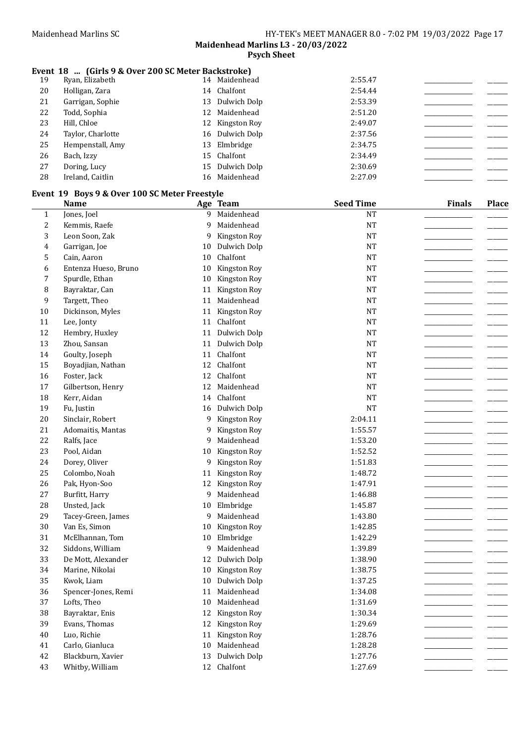**Maidenhead Marlins L3 - 20/03/2022**
**Psych Sheet**

### Event 18 ... (Girls 9 & Over 200 SC Meter Backstroke)

| | Name | Age | Team | Seed Time | Finals | Place |
|---|---|---|---|---|---|---|
| 19 | Ryan, Elizabeth | 14 | Maidenhead | 2:55.47 | | |
| 20 | Holligan, Zara | 14 | Chalfont | 2:54.44 | | |
| 21 | Garrigan, Sophie | 13 | Dulwich Dolp | 2:53.39 | | |
| 22 | Todd, Sophia | 12 | Maidenhead | 2:51.20 | | |
| 23 | Hill, Chloe | 12 | Kingston Roy | 2:49.07 | | |
| 24 | Taylor, Charlotte | 16 | Dulwich Dolp | 2:37.56 | | |
| 25 | Hempenstall, Amy | 13 | Elmbridge | 2:34.75 | | |
| 26 | Bach, Izzy | 15 | Chalfont | 2:34.49 | | |
| 27 | Doring, Lucy | 15 | Dulwich Dolp | 2:30.69 | | |
| 28 | Ireland, Caitlin | 16 | Maidenhead | 2:27.09 | | |

### Event 19 Boys 9 & Over 100 SC Meter Freestyle

| | Name | Age | Team | Seed Time | Finals | Place |
|---|---|---|---|---|---|---|
| 1 | Jones, Joel | 9 | Maidenhead | NT | | |
| 2 | Kemmis, Raefe | 9 | Maidenhead | NT | | |
| 3 | Leon Soon, Zak | 9 | Kingston Roy | NT | | |
| 4 | Garrigan, Joe | 10 | Dulwich Dolp | NT | | |
| 5 | Cain, Aaron | 10 | Chalfont | NT | | |
| 6 | Entenza Hueso, Bruno | 10 | Kingston Roy | NT | | |
| 7 | Spurdle, Ethan | 10 | Kingston Roy | NT | | |
| 8 | Bayraktar, Can | 11 | Kingston Roy | NT | | |
| 9 | Targett, Theo | 11 | Maidenhead | NT | | |
| 10 | Dickinson, Myles | 11 | Kingston Roy | NT | | |
| 11 | Lee, Jonty | 11 | Chalfont | NT | | |
| 12 | Hembry, Huxley | 11 | Dulwich Dolp | NT | | |
| 13 | Zhou, Sansan | 11 | Dulwich Dolp | NT | | |
| 14 | Goulty, Joseph | 11 | Chalfont | NT | | |
| 15 | Boyadjian, Nathan | 12 | Chalfont | NT | | |
| 16 | Foster, Jack | 12 | Chalfont | NT | | |
| 17 | Gilbertson, Henry | 12 | Maidenhead | NT | | |
| 18 | Kerr, Aidan | 14 | Chalfont | NT | | |
| 19 | Fu, Justin | 16 | Dulwich Dolp | NT | | |
| 20 | Sinclair, Robert | 9 | Kingston Roy | 2:04.11 | | |
| 21 | Adomaitis, Mantas | 9 | Kingston Roy | 1:55.57 | | |
| 22 | Ralfs, Jace | 9 | Maidenhead | 1:53.20 | | |
| 23 | Pool, Aidan | 10 | Kingston Roy | 1:52.52 | | |
| 24 | Dorey, Oliver | 9 | Kingston Roy | 1:51.83 | | |
| 25 | Colombo, Noah | 11 | Kingston Roy | 1:48.72 | | |
| 26 | Pak, Hyon-Soo | 12 | Kingston Roy | 1:47.91 | | |
| 27 | Burfitt, Harry | 9 | Maidenhead | 1:46.88 | | |
| 28 | Unsted, Jack | 10 | Elmbridge | 1:45.87 | | |
| 29 | Tacey-Green, James | 9 | Maidenhead | 1:43.80 | | |
| 30 | Van Es, Simon | 10 | Kingston Roy | 1:42.85 | | |
| 31 | McElhannan, Tom | 10 | Elmbridge | 1:42.29 | | |
| 32 | Siddons, William | 9 | Maidenhead | 1:39.89 | | |
| 33 | De Mott, Alexander | 12 | Dulwich Dolp | 1:38.90 | | |
| 34 | Marine, Nikolai | 10 | Kingston Roy | 1:38.75 | | |
| 35 | Kwok, Liam | 10 | Dulwich Dolp | 1:37.25 | | |
| 36 | Spencer-Jones, Remi | 11 | Maidenhead | 1:34.08 | | |
| 37 | Lofts, Theo | 10 | Maidenhead | 1:31.69 | | |
| 38 | Bayraktar, Enis | 12 | Kingston Roy | 1:30.34 | | |
| 39 | Evans, Thomas | 12 | Kingston Roy | 1:29.69 | | |
| 40 | Luo, Richie | 11 | Kingston Roy | 1:28.76 | | |
| 41 | Carlo, Gianluca | 10 | Maidenhead | 1:28.28 | | |
| 42 | Blackburn, Xavier | 13 | Dulwich Dolp | 1:27.76 | | |
| 43 | Whitby, William | 12 | Chalfont | 1:27.69 | | |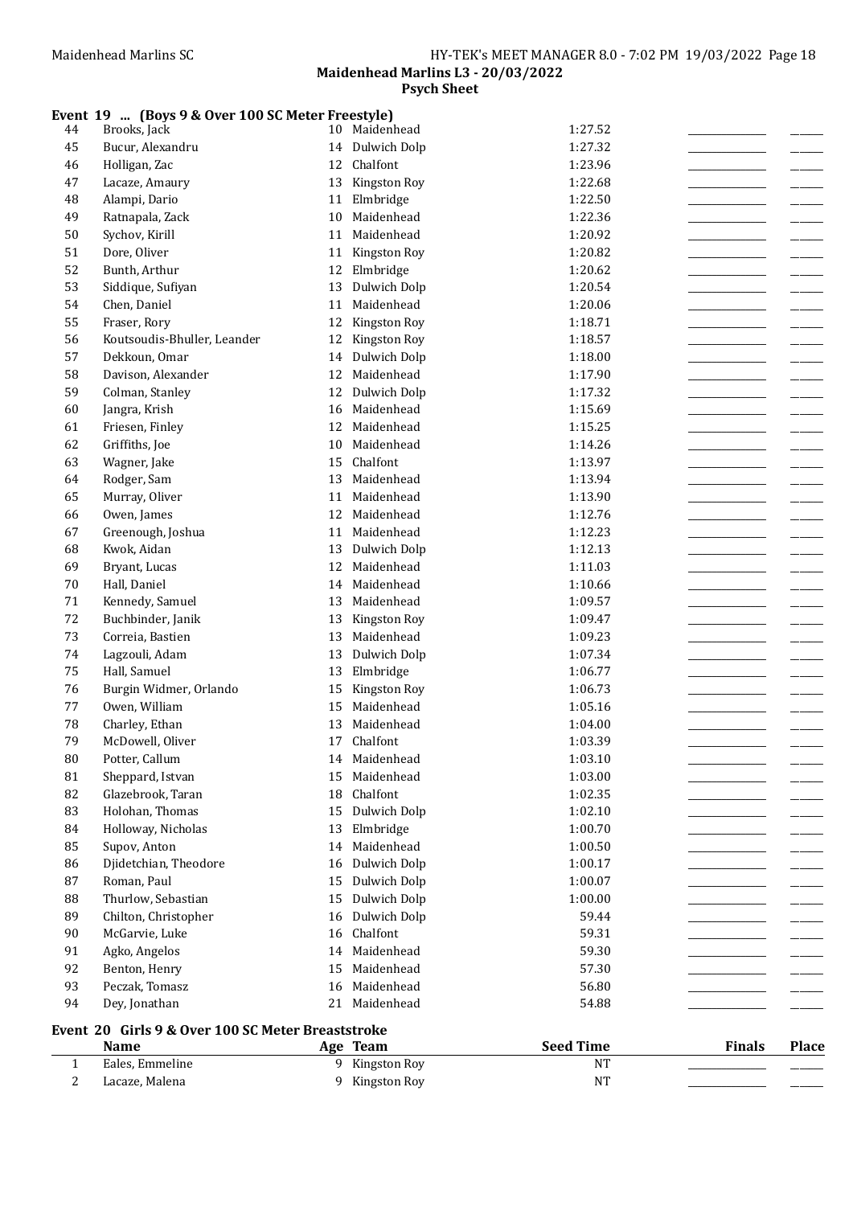**Maidenhead Marlins L3 - 20/03/2022**

**Psych Sheet**

### Event 19 ... (Boys 9 & Over 100 SC Meter Freestyle)

| | Name | Age | Team | Seed Time | Finals | Place |
|---|---|---|---|---|---|---|
| 44 | Brooks, Jack | 10 | Maidenhead | 1:27.52 | | |
| 45 | Bucur, Alexandru | 14 | Dulwich Dolp | 1:27.32 | | |
| 46 | Holligan, Zac | 12 | Chalfont | 1:23.96 | | |
| 47 | Lacaze, Amaury | 13 | Kingston Roy | 1:22.68 | | |
| 48 | Alampi, Dario | 11 | Elmbridge | 1:22.50 | | |
| 49 | Ratnapala, Zack | 10 | Maidenhead | 1:22.36 | | |
| 50 | Sychov, Kirill | 11 | Maidenhead | 1:20.92 | | |
| 51 | Dore, Oliver | 11 | Kingston Roy | 1:20.82 | | |
| 52 | Bunth, Arthur | 12 | Elmbridge | 1:20.62 | | |
| 53 | Siddique, Sufiyan | 13 | Dulwich Dolp | 1:20.54 | | |
| 54 | Chen, Daniel | 11 | Maidenhead | 1:20.06 | | |
| 55 | Fraser, Rory | 12 | Kingston Roy | 1:18.71 | | |
| 56 | Koutsoudis-Bhuller, Leander | 12 | Kingston Roy | 1:18.57 | | |
| 57 | Dekkoun, Omar | 14 | Dulwich Dolp | 1:18.00 | | |
| 58 | Davison, Alexander | 12 | Maidenhead | 1:17.90 | | |
| 59 | Colman, Stanley | 12 | Dulwich Dolp | 1:17.32 | | |
| 60 | Jangra, Krish | 16 | Maidenhead | 1:15.69 | | |
| 61 | Friesen, Finley | 12 | Maidenhead | 1:15.25 | | |
| 62 | Griffiths, Joe | 10 | Maidenhead | 1:14.26 | | |
| 63 | Wagner, Jake | 15 | Chalfont | 1:13.97 | | |
| 64 | Rodger, Sam | 13 | Maidenhead | 1:13.94 | | |
| 65 | Murray, Oliver | 11 | Maidenhead | 1:13.90 | | |
| 66 | Owen, James | 12 | Maidenhead | 1:12.76 | | |
| 67 | Greenough, Joshua | 11 | Maidenhead | 1:12.23 | | |
| 68 | Kwok, Aidan | 13 | Dulwich Dolp | 1:12.13 | | |
| 69 | Bryant, Lucas | 12 | Maidenhead | 1:11.03 | | |
| 70 | Hall, Daniel | 14 | Maidenhead | 1:10.66 | | |
| 71 | Kennedy, Samuel | 13 | Maidenhead | 1:09.57 | | |
| 72 | Buchbinder, Janik | 13 | Kingston Roy | 1:09.47 | | |
| 73 | Correia, Bastien | 13 | Maidenhead | 1:09.23 | | |
| 74 | Lagzouli, Adam | 13 | Dulwich Dolp | 1:07.34 | | |
| 75 | Hall, Samuel | 13 | Elmbridge | 1:06.77 | | |
| 76 | Burgin Widmer, Orlando | 15 | Kingston Roy | 1:06.73 | | |
| 77 | Owen, William | 15 | Maidenhead | 1:05.16 | | |
| 78 | Charley, Ethan | 13 | Maidenhead | 1:04.00 | | |
| 79 | McDowell, Oliver | 17 | Chalfont | 1:03.39 | | |
| 80 | Potter, Callum | 14 | Maidenhead | 1:03.10 | | |
| 81 | Sheppard, Istvan | 15 | Maidenhead | 1:03.00 | | |
| 82 | Glazebrook, Taran | 18 | Chalfont | 1:02.35 | | |
| 83 | Holohan, Thomas | 15 | Dulwich Dolp | 1:02.10 | | |
| 84 | Holloway, Nicholas | 13 | Elmbridge | 1:00.70 | | |
| 85 | Supov, Anton | 14 | Maidenhead | 1:00.50 | | |
| 86 | Djidetchian, Theodore | 16 | Dulwich Dolp | 1:00.17 | | |
| 87 | Roman, Paul | 15 | Dulwich Dolp | 1:00.07 | | |
| 88 | Thurlow, Sebastian | 15 | Dulwich Dolp | 1:00.00 | | |
| 89 | Chilton, Christopher | 16 | Dulwich Dolp | 59.44 | | |
| 90 | McGarvie, Luke | 16 | Chalfont | 59.31 | | |
| 91 | Agko, Angelos | 14 | Maidenhead | 59.30 | | |
| 92 | Benton, Henry | 15 | Maidenhead | 57.30 | | |
| 93 | Peczak, Tomasz | 16 | Maidenhead | 56.80 | | |
| 94 | Dey, Jonathan | 21 | Maidenhead | 54.88 | | |

### Event 20 Girls 9 & Over 100 SC Meter Breaststroke

| | Name | Age | Team | Seed Time | Finals | Place |
|---|---|---|---|---|---|---|
| 1 | Eales, Emmeline | 9 | Kingston Roy | NT | | |
| 2 | Lacaze, Malena | 9 | Kingston Roy | NT | | |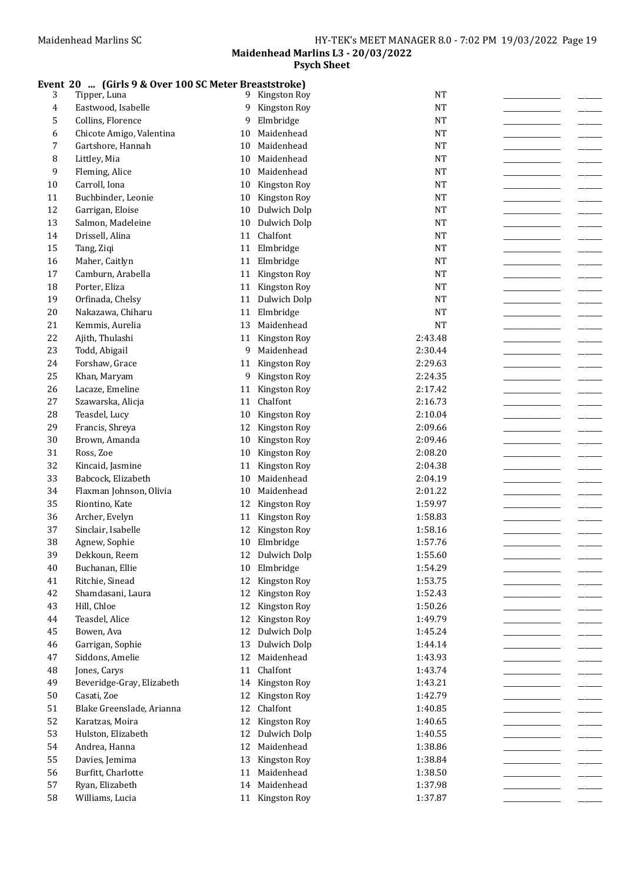**Maidenhead Marlins L3 - 20/03/2022**
**Psych Sheet**

**Event 20 ... (Girls 9 & Over 100 SC Meter Breaststroke)**

| | | | | | | |
|---|---|---|---|---|---|---|
| 3 | Tipper, Luna | 9 | Kingston Roy | NT | _____________ | ______ |
| 4 | Eastwood, Isabelle | 9 | Kingston Roy | NT | _____________ | ______ |
| 5 | Collins, Florence | 9 | Elmbridge | NT | _____________ | ______ |
| 6 | Chicote Amigo, Valentina | 10 | Maidenhead | NT | _____________ | ______ |
| 7 | Gartshore, Hannah | 10 | Maidenhead | NT | _____________ | ______ |
| 8 | Littley, Mia | 10 | Maidenhead | NT | _____________ | ______ |
| 9 | Fleming, Alice | 10 | Maidenhead | NT | _____________ | ______ |
| 10 | Carroll, Iona | 10 | Kingston Roy | NT | _____________ | ______ |
| 11 | Buchbinder, Leonie | 10 | Kingston Roy | NT | _____________ | ______ |
| 12 | Garrigan, Eloise | 10 | Dulwich Dolp | NT | _____________ | ______ |
| 13 | Salmon, Madeleine | 10 | Dulwich Dolp | NT | _____________ | ______ |
| 14 | Drissell, Alina | 11 | Chalfont | NT | _____________ | ______ |
| 15 | Tang, Ziqi | 11 | Elmbridge | NT | _____________ | ______ |
| 16 | Maher, Caitlyn | 11 | Elmbridge | NT | _____________ | ______ |
| 17 | Camburn, Arabella | 11 | Kingston Roy | NT | _____________ | ______ |
| 18 | Porter, Eliza | 11 | Kingston Roy | NT | _____________ | ______ |
| 19 | Orfinada, Chelsy | 11 | Dulwich Dolp | NT | _____________ | ______ |
| 20 | Nakazawa, Chiharu | 11 | Elmbridge | NT | _____________ | ______ |
| 21 | Kemmis, Aurelia | 13 | Maidenhead | NT | _____________ | ______ |
| 22 | Ajith, Thulashi | 11 | Kingston Roy | 2:43.48 | _____________ | ______ |
| 23 | Todd, Abigail | 9 | Maidenhead | 2:30.44 | _____________ | ______ |
| 24 | Forshaw, Grace | 11 | Kingston Roy | 2:29.63 | _____________ | ______ |
| 25 | Khan, Maryam | 9 | Kingston Roy | 2:24.35 | _____________ | ______ |
| 26 | Lacaze, Emeline | 11 | Kingston Roy | 2:17.42 | _____________ | ______ |
| 27 | Szawarska, Alicja | 11 | Chalfont | 2:16.73 | _____________ | ______ |
| 28 | Teasdel, Lucy | 10 | Kingston Roy | 2:10.04 | _____________ | ______ |
| 29 | Francis, Shreya | 12 | Kingston Roy | 2:09.66 | _____________ | ______ |
| 30 | Brown, Amanda | 10 | Kingston Roy | 2:09.46 | _____________ | ______ |
| 31 | Ross, Zoe | 10 | Kingston Roy | 2:08.20 | _____________ | ______ |
| 32 | Kincaid, Jasmine | 11 | Kingston Roy | 2:04.38 | _____________ | ______ |
| 33 | Babcock, Elizabeth | 10 | Maidenhead | 2:04.19 | _____________ | ______ |
| 34 | Flaxman Johnson, Olivia | 10 | Maidenhead | 2:01.22 | _____________ | ______ |
| 35 | Riontino, Kate | 12 | Kingston Roy | 1:59.97 | _____________ | ______ |
| 36 | Archer, Evelyn | 11 | Kingston Roy | 1:58.83 | _____________ | ______ |
| 37 | Sinclair, Isabelle | 12 | Kingston Roy | 1:58.16 | _____________ | ______ |
| 38 | Agnew, Sophie | 10 | Elmbridge | 1:57.76 | _____________ | ______ |
| 39 | Dekkoun, Reem | 12 | Dulwich Dolp | 1:55.60 | _____________ | ______ |
| 40 | Buchanan, Ellie | 10 | Elmbridge | 1:54.29 | _____________ | ______ |
| 41 | Ritchie, Sinead | 12 | Kingston Roy | 1:53.75 | _____________ | ______ |
| 42 | Shamdasani, Laura | 12 | Kingston Roy | 1:52.43 | _____________ | ______ |
| 43 | Hill, Chloe | 12 | Kingston Roy | 1:50.26 | _____________ | ______ |
| 44 | Teasdel, Alice | 12 | Kingston Roy | 1:49.79 | _____________ | ______ |
| 45 | Bowen, Ava | 12 | Dulwich Dolp | 1:45.24 | _____________ | ______ |
| 46 | Garrigan, Sophie | 13 | Dulwich Dolp | 1:44.14 | _____________ | ______ |
| 47 | Siddons, Amelie | 12 | Maidenhead | 1:43.93 | _____________ | ______ |
| 48 | Jones, Carys | 11 | Chalfont | 1:43.74 | _____________ | ______ |
| 49 | Beveridge-Gray, Elizabeth | 14 | Kingston Roy | 1:43.21 | _____________ | ______ |
| 50 | Casati, Zoe | 12 | Kingston Roy | 1:42.79 | _____________ | ______ |
| 51 | Blake Greenslade, Arianna | 12 | Chalfont | 1:40.85 | _____________ | ______ |
| 52 | Karatzas, Moira | 12 | Kingston Roy | 1:40.65 | _____________ | ______ |
| 53 | Hulston, Elizabeth | 12 | Dulwich Dolp | 1:40.55 | _____________ | ______ |
| 54 | Andrea, Hanna | 12 | Maidenhead | 1:38.86 | _____________ | ______ |
| 55 | Davies, Jemima | 13 | Kingston Roy | 1:38.84 | _____________ | ______ |
| 56 | Burfitt, Charlotte | 11 | Maidenhead | 1:38.50 | _____________ | ______ |
| 57 | Ryan, Elizabeth | 14 | Maidenhead | 1:37.98 | _____________ | ______ |
| 58 | Williams, Lucia | 11 | Kingston Roy | 1:37.87 | _____________ | ______ |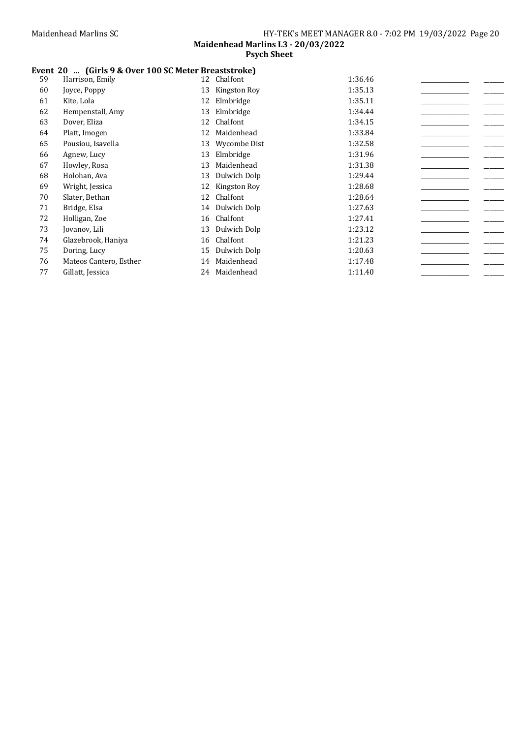**Maidenhead Marlins L3 - 20/03/2022**

**Psych Sheet**

**Event 20 ... (Girls 9 & Over 100 SC Meter Breaststroke)**

| | | | | | | |
|---|---|---|---|---|---|---|
| 59 | Harrison, Emily | 12 | Chalfont | 1:36.46 | _______________ | ______ |
| 60 | Joyce, Poppy | 13 | Kingston Roy | 1:35.13 | _______________ | ______ |
| 61 | Kite, Lola | 12 | Elmbridge | 1:35.11 | _______________ | ______ |
| 62 | Hempenstall, Amy | 13 | Elmbridge | 1:34.44 | _______________ | ______ |
| 63 | Dover, Eliza | 12 | Chalfont | 1:34.15 | _______________ | ______ |
| 64 | Platt, Imogen | 12 | Maidenhead | 1:33.84 | _______________ | ______ |
| 65 | Pousiou, Isavella | 13 | Wycombe Dist | 1:32.58 | _______________ | ______ |
| 66 | Agnew, Lucy | 13 | Elmbridge | 1:31.96 | _______________ | ______ |
| 67 | Howley, Rosa | 13 | Maidenhead | 1:31.38 | _______________ | ______ |
| 68 | Holohan, Ava | 13 | Dulwich Dolp | 1:29.44 | _______________ | ______ |
| 69 | Wright, Jessica | 12 | Kingston Roy | 1:28.68 | _______________ | ______ |
| 70 | Slater, Bethan | 12 | Chalfont | 1:28.64 | _______________ | ______ |
| 71 | Bridge, Elsa | 14 | Dulwich Dolp | 1:27.63 | _______________ | ______ |
| 72 | Holligan, Zoe | 16 | Chalfont | 1:27.41 | _______________ | ______ |
| 73 | Jovanov, Lili | 13 | Dulwich Dolp | 1:23.12 | _______________ | ______ |
| 74 | Glazebrook, Haniya | 16 | Chalfont | 1:21.23 | _______________ | ______ |
| 75 | Doring, Lucy | 15 | Dulwich Dolp | 1:20.63 | _______________ | ______ |
| 76 | Mateos Cantero, Esther | 14 | Maidenhead | 1:17.48 | _______________ | ______ |
| 77 | Gillatt, Jessica | 24 | Maidenhead | 1:11.40 | _______________ | ______ |